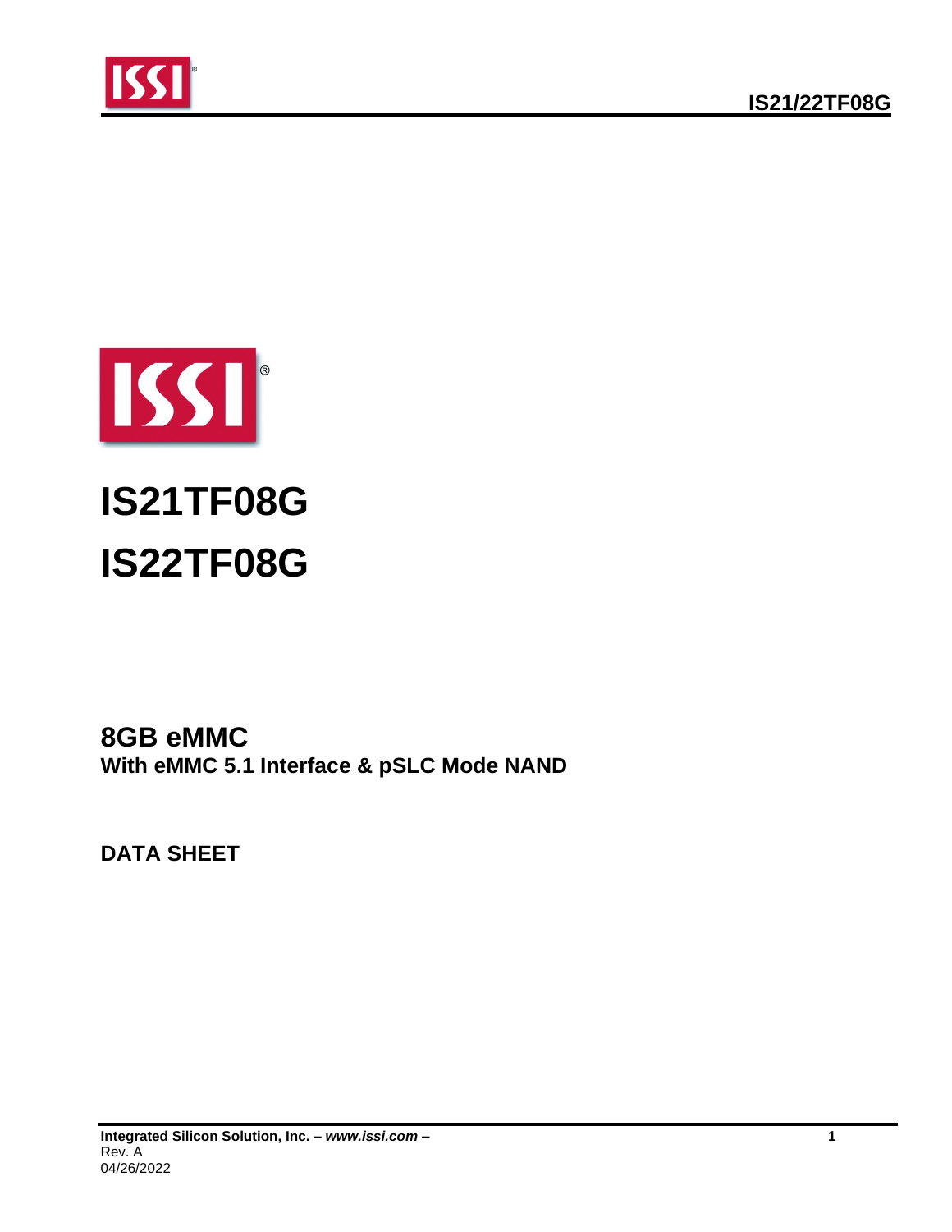# IS21TF08G

# IS22TF08G

## 8GB eMMC

**With eMMC 5.1 Interface & pSLC Mode NAND**

**DATA SHEET**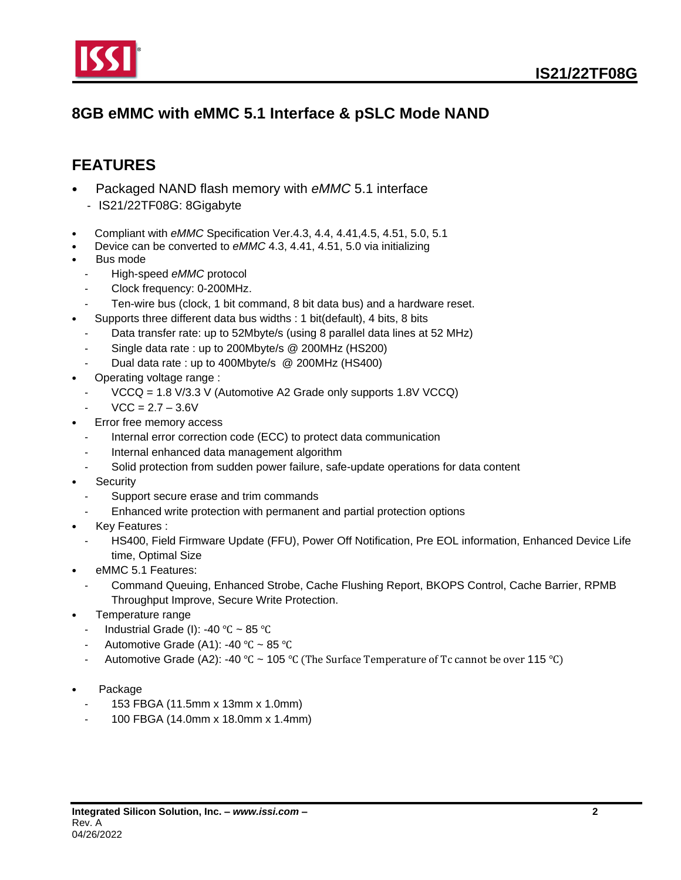# 8GB eMMC with eMMC 5.1 Interface & pSLC Mode NAND

## FEATURES

- Packaged NAND flash memory with *eMMC* 5.1 interface
  - IS21/22TF08G: 8Gigabyte
- Compliant with *eMMC* Specification Ver.4.3, 4.4, 4.41,4.5, 4.51, 5.0, 5.1
- Device can be converted to *eMMC* 4.3, 4.41, 4.51, 5.0 via initializing
- Bus mode
  - High-speed *eMMC* protocol
  - Clock frequency: 0-200MHz.
  - Ten-wire bus (clock, 1 bit command, 8 bit data bus) and a hardware reset.
- Supports three different data bus widths : 1 bit(default), 4 bits, 8 bits
  - Data transfer rate: up to 52Mbyte/s (using 8 parallel data lines at 52 MHz)
  - Single data rate : up to 200Mbyte/s @ 200MHz (HS200)
  - Dual data rate : up to 400Mbyte/s @ 200MHz (HS400)
- Operating voltage range :
  - VCCQ = 1.8 V/3.3 V (Automotive A2 Grade only supports 1.8V VCCQ)
  - VCC = 2.7 – 3.6V
- Error free memory access
  - Internal error correction code (ECC) to protect data communication
  - Internal enhanced data management algorithm
  - Solid protection from sudden power failure, safe-update operations for data content
- Security
  - Support secure erase and trim commands
  - Enhanced write protection with permanent and partial protection options
- Key Features :
  - HS400, Field Firmware Update (FFU), Power Off Notification, Pre EOL information, Enhanced Device Life time, Optimal Size
- eMMC 5.1 Features:
  - Command Queuing, Enhanced Strobe, Cache Flushing Report, BKOPS Control, Cache Barrier, RPMB Throughput Improve, Secure Write Protection.
- Temperature range
  - Industrial Grade (I): -40 ℃ ~ 85 ℃
  - Automotive Grade (A1): -40 ℃ ~ 85 ℃
  - Automotive Grade (A2): -40 ℃ ~ 105 ℃ (The Surface Temperature of Tc cannot be over 115 ℃)
- Package
  - 153 FBGA (11.5mm x 13mm x 1.0mm)
  - 100 FBGA (14.0mm x 18.0mm x 1.4mm)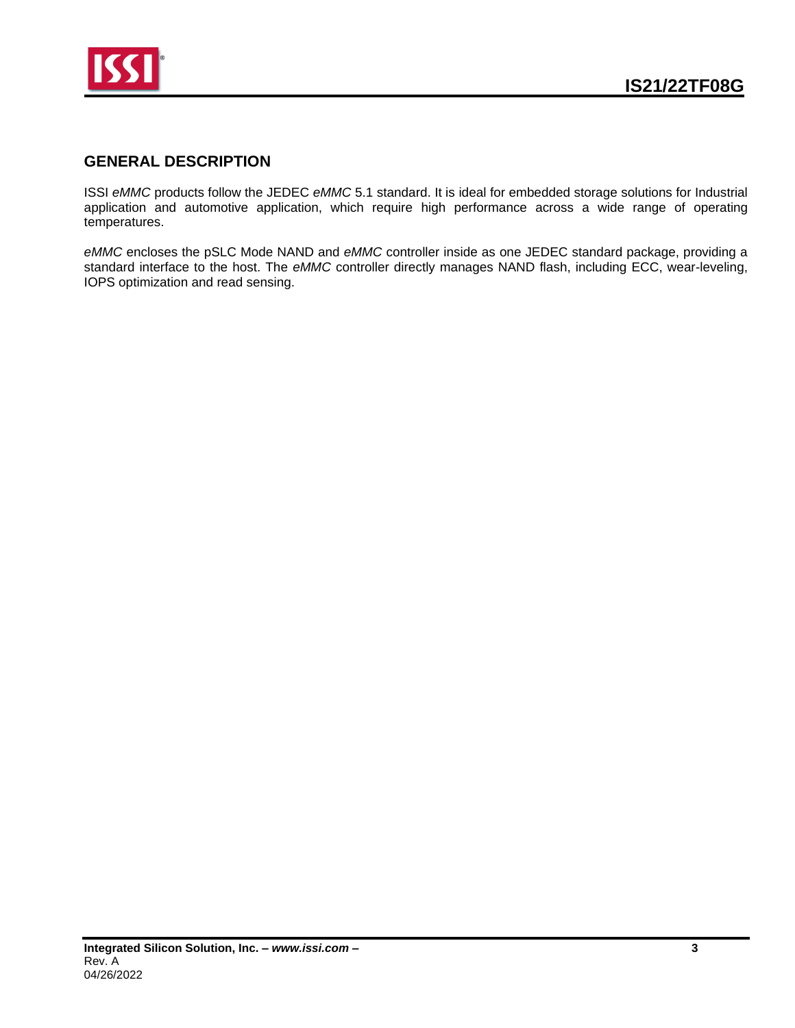## GENERAL DESCRIPTION

ISSI *eMMC* products follow the JEDEC *eMMC* 5.1 standard. It is ideal for embedded storage solutions for Industrial application and automotive application, which require high performance across a wide range of operating temperatures.

*eMMC* encloses the pSLC Mode NAND and *eMMC* controller inside as one JEDEC standard package, providing a standard interface to the host. The *eMMC* controller directly manages NAND flash, including ECC, wear-leveling, IOPS optimization and read sensing.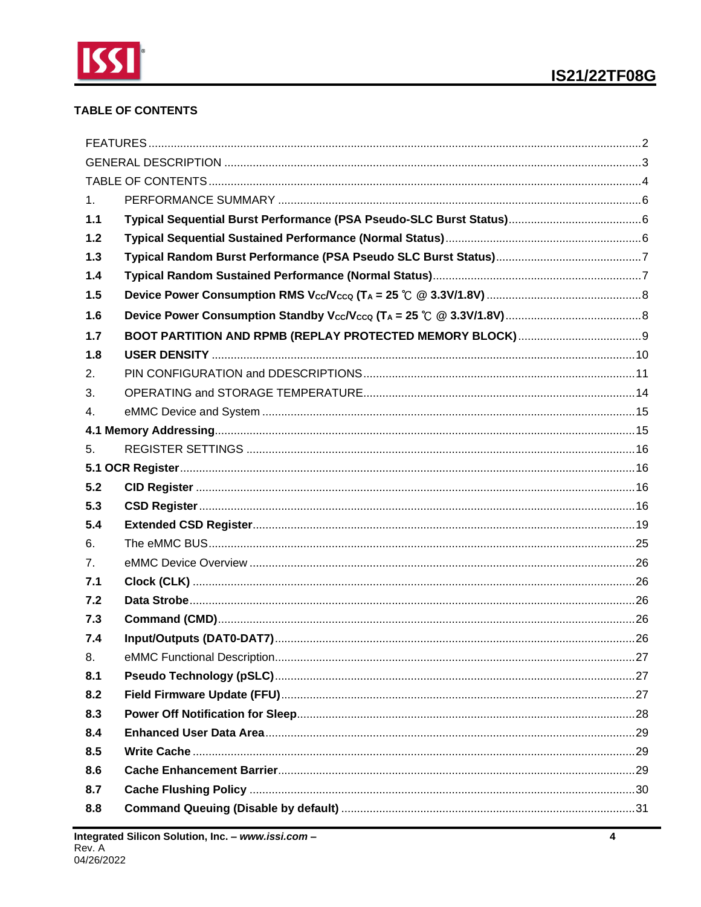## TABLE OF CONTENTS

FEATURES ........................................................................................................................................2
GENERAL DESCRIPTION ..................................................................................................................3
TABLE OF CONTENTS .......................................................................................................................4

1. PERFORMANCE SUMMARY ..........................................................................................................6

**1.1 Typical Sequential Burst Performance (PSA Pseudo-SLC Burst Status)** ..........................................6

**1.2 Typical Sequential Sustained Performance (Normal Status)** .............................................................6

**1.3 Typical Random Burst Performance (PSA Pseudo SLC Burst Status)** ..............................................7

**1.4 Typical Random Sustained Performance (Normal Status)** .................................................................7

**1.5 Device Power Consumption RMS $V_{CC}/V_{CCQ}$ ($T_A$ = 25 ℃ @ 3.3V/1.8V)** ..................................................8

**1.6 Device Power Consumption Standby $V_{CC}/V_{CCQ}$ ($T_A$ = 25 ℃ @ 3.3V/1.8V)** ...........................................8

**1.7 BOOT PARTITION AND RPMB (REPLAY PROTECTED MEMORY BLOCK)** .......................................9

**1.8 USER DENSITY** .....................................................................................................................10

2. PIN CONFIGURATION and DDESCRIPTIONS .....................................................................................11

3. OPERATING and STORAGE TEMPERATURE.....................................................................................14

4. eMMC Device and System .....................................................................................................15

**4.1 Memory Addressing** ...................................................................................................................15

5. REGISTER SETTINGS .........................................................................................................16

**5.1 OCR Register** .............................................................................................................................16

**5.2 CID Register** .........................................................................................................................16

**5.3 CSD Register** ........................................................................................................................16

**5.4 Extended CSD Register** .......................................................................................................19

6. The eMMC BUS .....................................................................................................................25

7. eMMC Device Overview .........................................................................................................26

**7.1 Clock (CLK)** ..........................................................................................................................26

**7.2 Data Strobe** ..........................................................................................................................26

**7.3 Command (CMD)** ..................................................................................................................26

**7.4 Input/Outputs (DAT0-DAT7)** ................................................................................................26

8. eMMC Functional Description.................................................................................................27

**8.1 Pseudo Technology (pSLC)** ................................................................................................27

**8.2 Field Firmware Update (FFU)** ..............................................................................................27

**8.3 Power Off Notification for Sleep** .........................................................................................28

**8.4 Enhanced User Data Area** ....................................................................................................29

**8.5 Write Cache** ..........................................................................................................................29

**8.6 Cache Enhancement Barrier** ...............................................................................................29

**8.7 Cache Flushing Policy** ........................................................................................................30

**8.8 Command Queuing (Disable by default)** ............................................................................31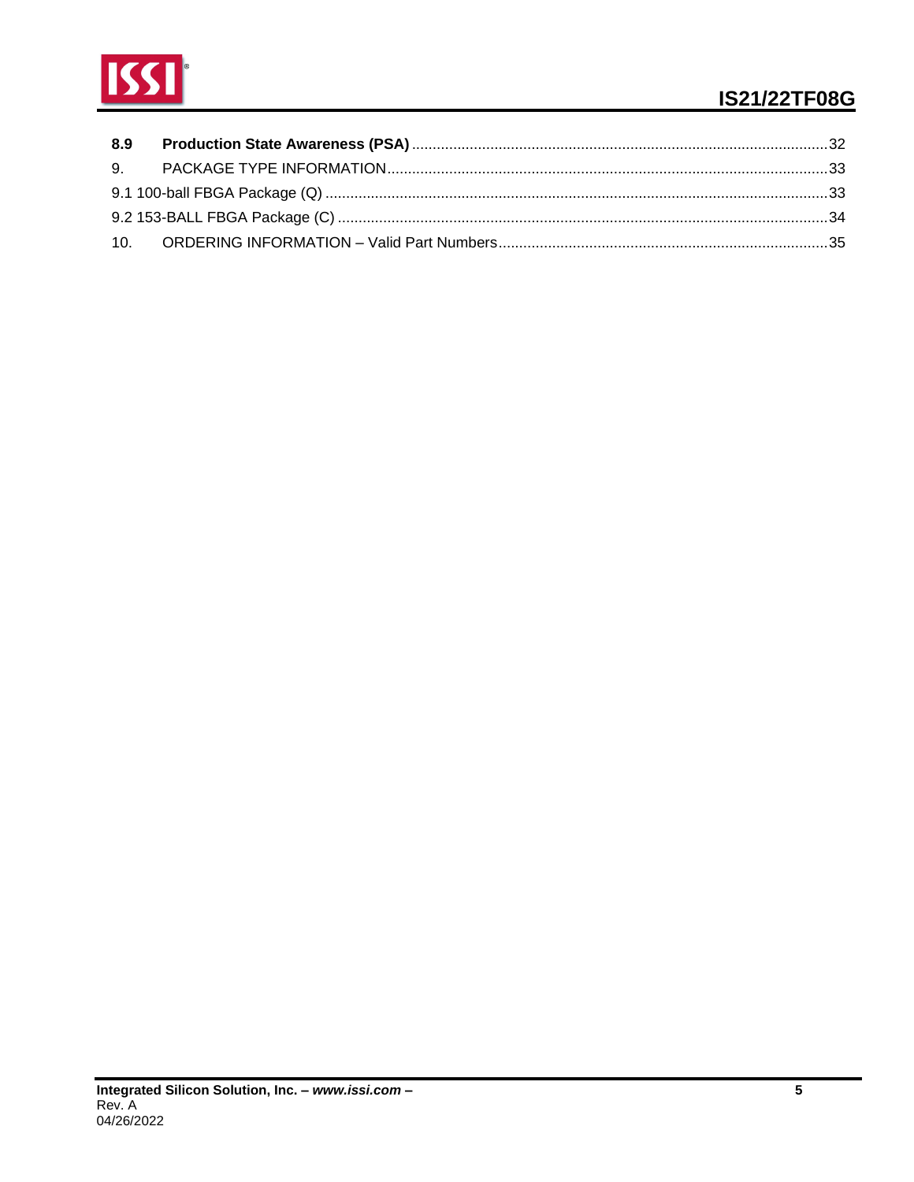**8.9 Production State Awareness (PSA)** ....................................................................................................32

9. PACKAGE TYPE INFORMATION..........................................................................................................33

9.1 100-ball FBGA Package (Q) .........................................................................................................33

9.2 153-BALL FBGA Package (C) ......................................................................................................34

10. ORDERING INFORMATION – Valid Part Numbers...............................................................................35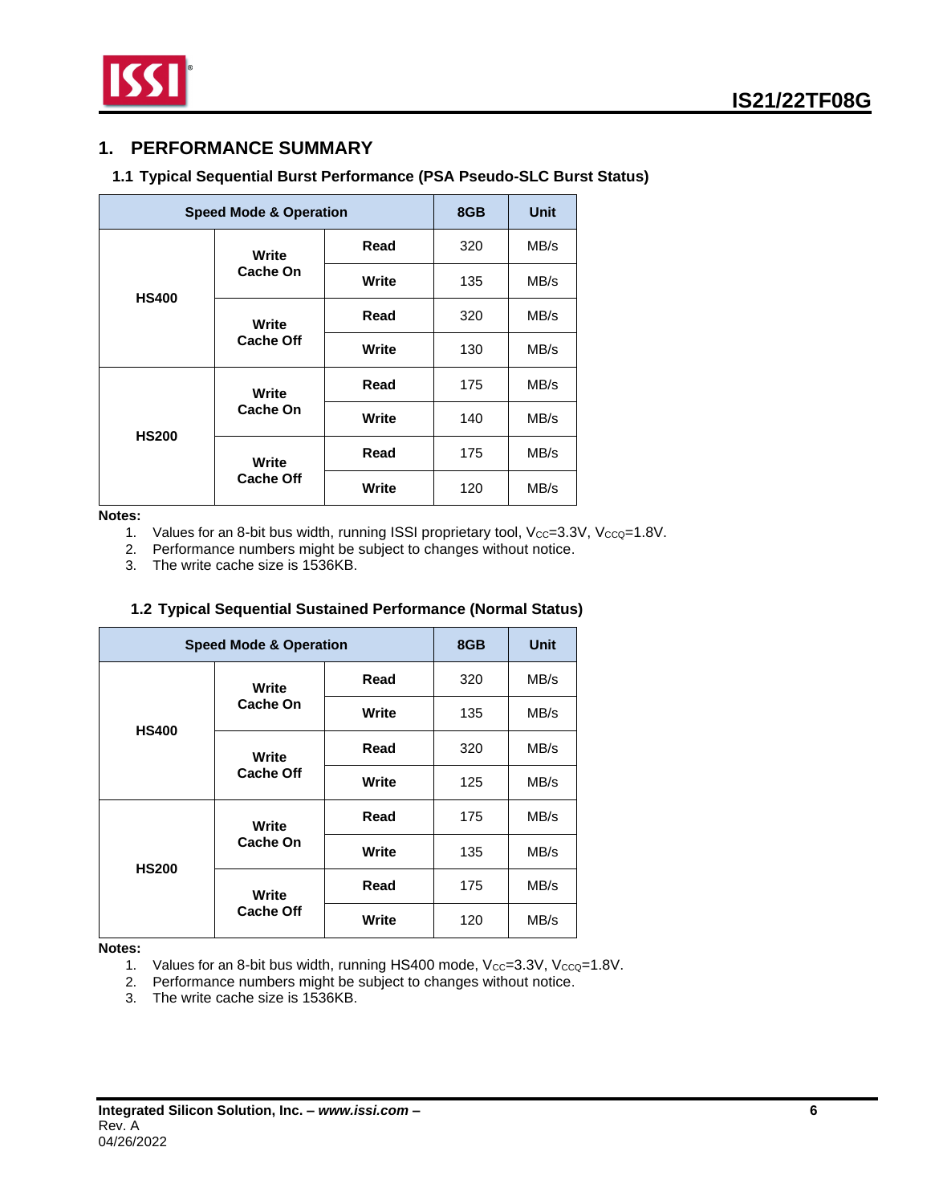# 1. PERFORMANCE SUMMARY

## 1.1 Typical Sequential Burst Performance (PSA Pseudo-SLC Burst Status)

| Speed Mode & Operation | | | 8GB | Unit |
|---|---|---|---|---|
| HS400 | Write Cache On | Read | 320 | MB/s |
| | | Write | 135 | MB/s |
| | Write Cache Off | Read | 320 | MB/s |
| | | Write | 130 | MB/s |
| HS200 | Write Cache On | Read | 175 | MB/s |
| | | Write | 140 | MB/s |
| | Write Cache Off | Read | 175 | MB/s |
| | | Write | 120 | MB/s |

**Notes:**

1. Values for an 8-bit bus width, running ISSI proprietary tool, $V_{CC}$=3.3V, $V_{CCQ}$=1.8V.
2. Performance numbers might be subject to changes without notice.
3. The write cache size is 1536KB.

## 1.2 Typical Sequential Sustained Performance (Normal Status)

| Speed Mode & Operation | | | 8GB | Unit |
|---|---|---|---|---|
| HS400 | Write Cache On | Read | 320 | MB/s |
| | | Write | 135 | MB/s |
| | Write Cache Off | Read | 320 | MB/s |
| | | Write | 125 | MB/s |
| HS200 | Write Cache On | Read | 175 | MB/s |
| | | Write | 135 | MB/s |
| | Write Cache Off | Read | 175 | MB/s |
| | | Write | 120 | MB/s |

**Notes:**

1. Values for an 8-bit bus width, running HS400 mode, $V_{CC}$=3.3V, $V_{CCQ}$=1.8V.
2. Performance numbers might be subject to changes without notice.
3. The write cache size is 1536KB.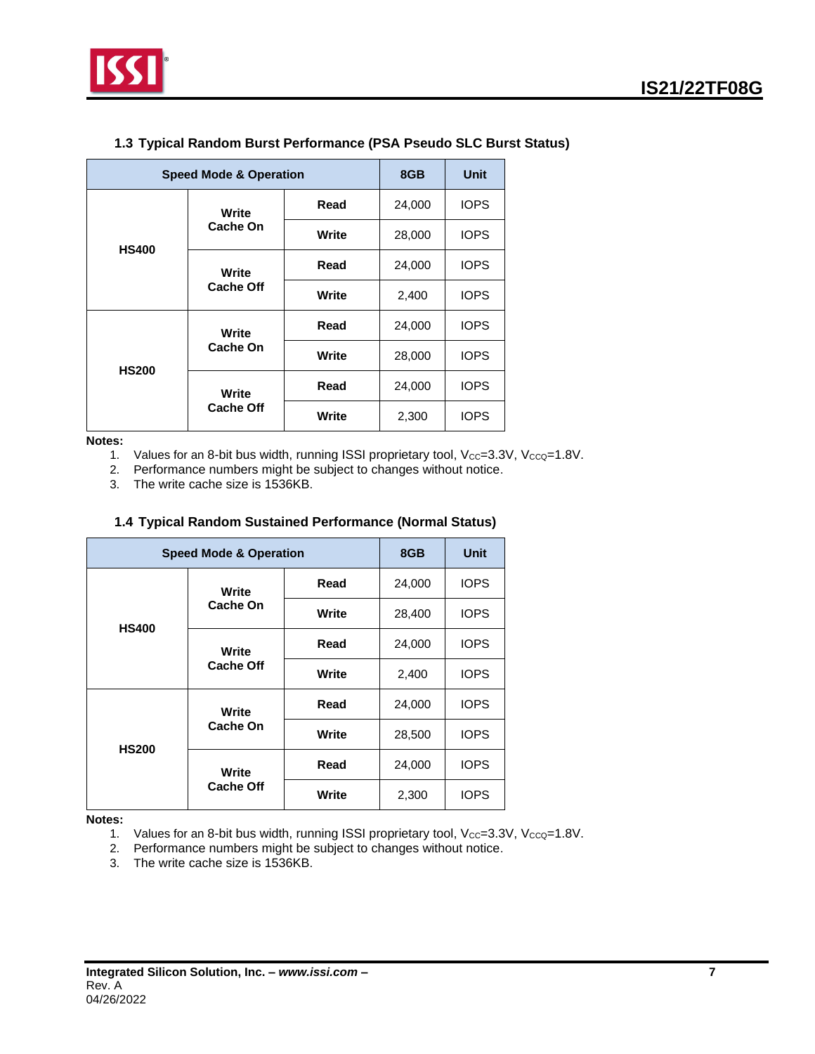### 1.3 Typical Random Burst Performance (PSA Pseudo SLC Burst Status)

| Speed Mode & Operation | | | 8GB | Unit |
|---|---|---|---|---|
| HS400 | Write Cache On | Read | 24,000 | IOPS |
| | | Write | 28,000 | IOPS |
| | Write Cache Off | Read | 24,000 | IOPS |
| | | Write | 2,400 | IOPS |
| HS200 | Write Cache On | Read | 24,000 | IOPS |
| | | Write | 28,000 | IOPS |
| | Write Cache Off | Read | 24,000 | IOPS |
| | | Write | 2,300 | IOPS |

**Notes:**

1. Values for an 8-bit bus width, running ISSI proprietary tool, $V_{CC}$=3.3V, $V_{CCQ}$=1.8V.
2. Performance numbers might be subject to changes without notice.
3. The write cache size is 1536KB.

### 1.4 Typical Random Sustained Performance (Normal Status)

| Speed Mode & Operation | | | 8GB | Unit |
|---|---|---|---|---|
| HS400 | Write Cache On | Read | 24,000 | IOPS |
| | | Write | 28,400 | IOPS |
| | Write Cache Off | Read | 24,000 | IOPS |
| | | Write | 2,400 | IOPS |
| HS200 | Write Cache On | Read | 24,000 | IOPS |
| | | Write | 28,500 | IOPS |
| | Write Cache Off | Read | 24,000 | IOPS |
| | | Write | 2,300 | IOPS |

**Notes:**

1. Values for an 8-bit bus width, running ISSI proprietary tool, $V_{CC}$=3.3V, $V_{CCQ}$=1.8V.
2. Performance numbers might be subject to changes without notice.
3. The write cache size is 1536KB.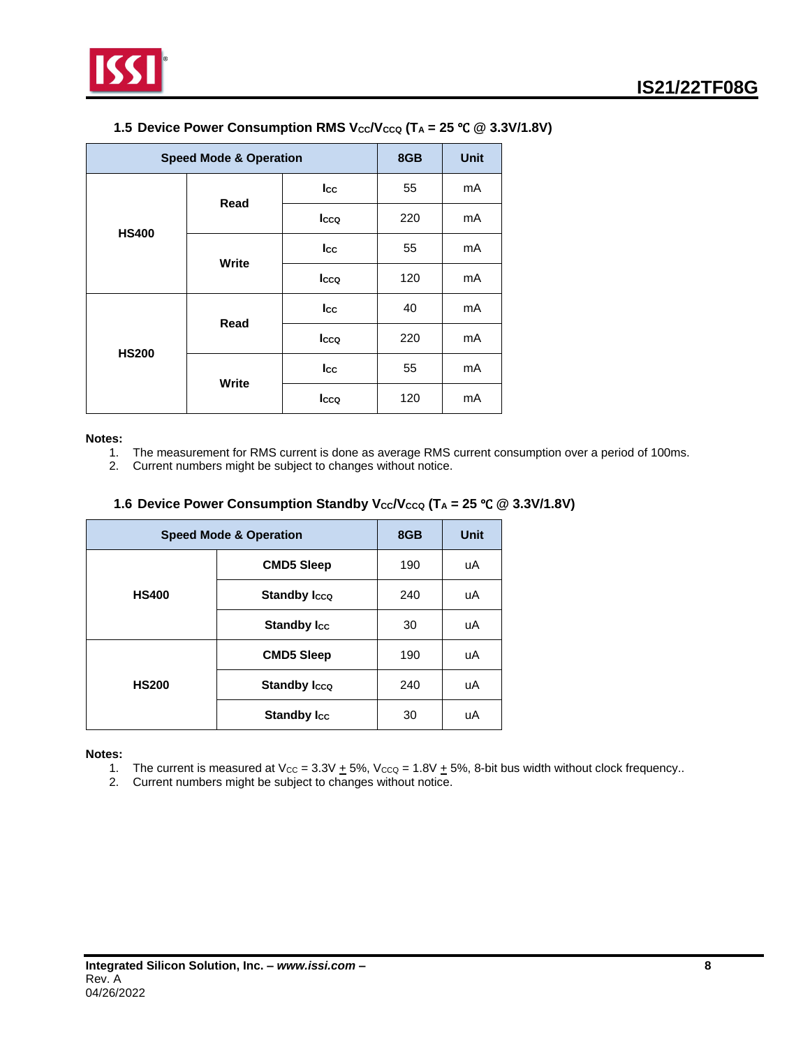### 1.5 Device Power Consumption RMS $V_{CC}/V_{CCQ}$ ($T_A$ = 25 ℃ @ 3.3V/1.8V)

| Speed Mode & Operation | | | 8GB | Unit |
|---|---|---|---|---|
| HS400 | Read | $I_{CC}$ | 55 | mA |
| | | $I_{CCQ}$ | 220 | mA |
| | Write | $I_{CC}$ | 55 | mA |
| | | $I_{CCQ}$ | 120 | mA |
| HS200 | Read | $I_{CC}$ | 40 | mA |
| | | $I_{CCQ}$ | 220 | mA |
| | Write | $I_{CC}$ | 55 | mA |
| | | $I_{CCQ}$ | 120 | mA |

**Notes:**

1. The measurement for RMS current is done as average RMS current consumption over a period of 100ms.
2. Current numbers might be subject to changes without notice.

### 1.6 Device Power Consumption Standby $V_{CC}/V_{CCQ}$ ($T_A$ = 25 ℃ @ 3.3V/1.8V)

| Speed Mode & Operation | | 8GB | Unit |
|---|---|---|---|
| HS400 | CMD5 Sleep | 190 | uA |
| | Standby $I_{CCQ}$ | 240 | uA |
| | Standby $I_{CC}$ | 30 | uA |
| HS200 | CMD5 Sleep | 190 | uA |
| | Standby $I_{CCQ}$ | 240 | uA |
| | Standby $I_{CC}$ | 30 | uA |

**Notes:**

1. The current is measured at $V_{CC}$ = 3.3V ± 5%, $V_{CCQ}$ = 1.8V ± 5%, 8-bit bus width without clock frequency..
2. Current numbers might be subject to changes without notice.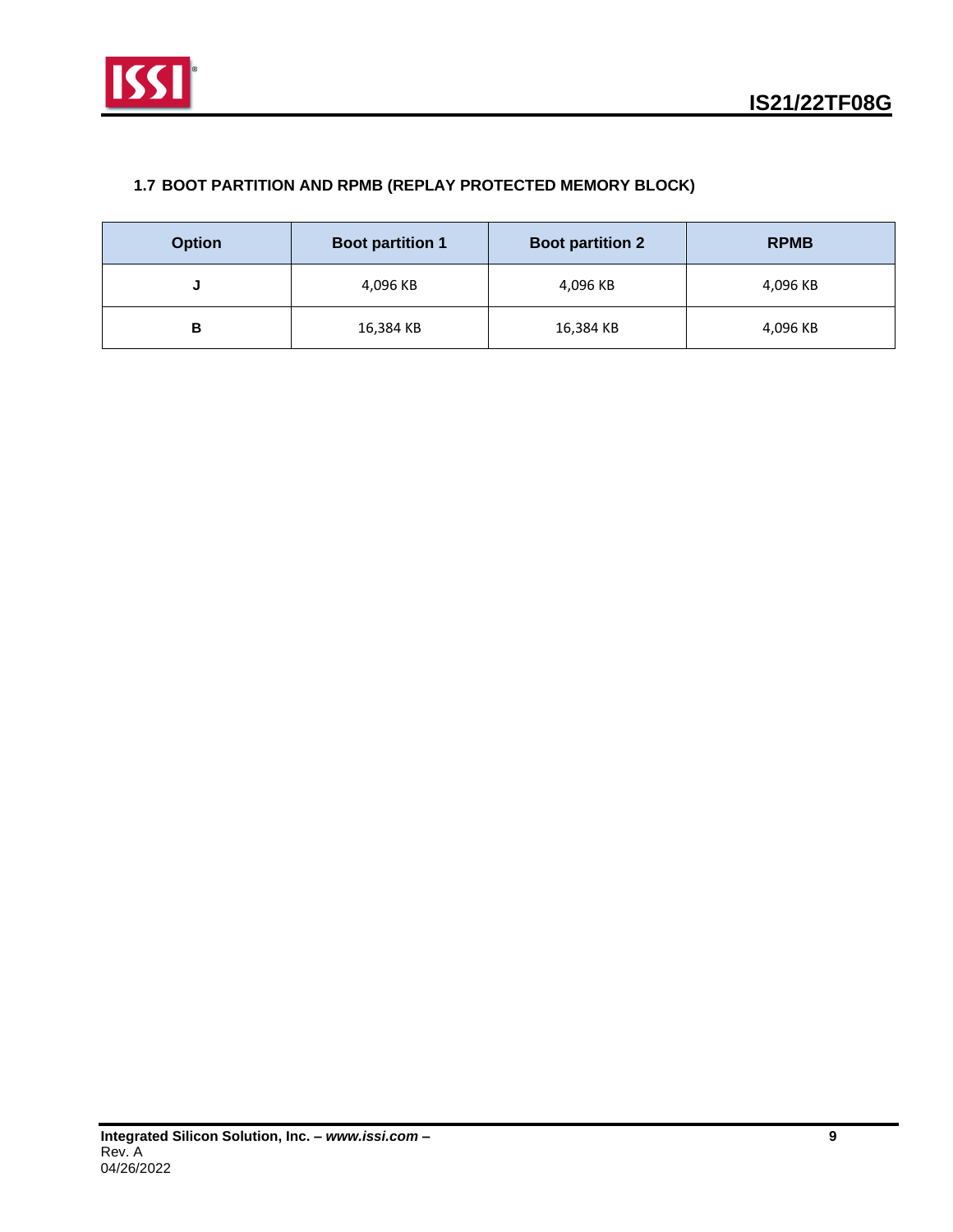### 1.7 BOOT PARTITION AND RPMB (REPLAY PROTECTED MEMORY BLOCK)

| Option | Boot partition 1 | Boot partition 2 | RPMB |
|---|---|---|---|
| J | 4,096 KB | 4,096 KB | 4,096 KB |
| B | 16,384 KB | 16,384 KB | 4,096 KB |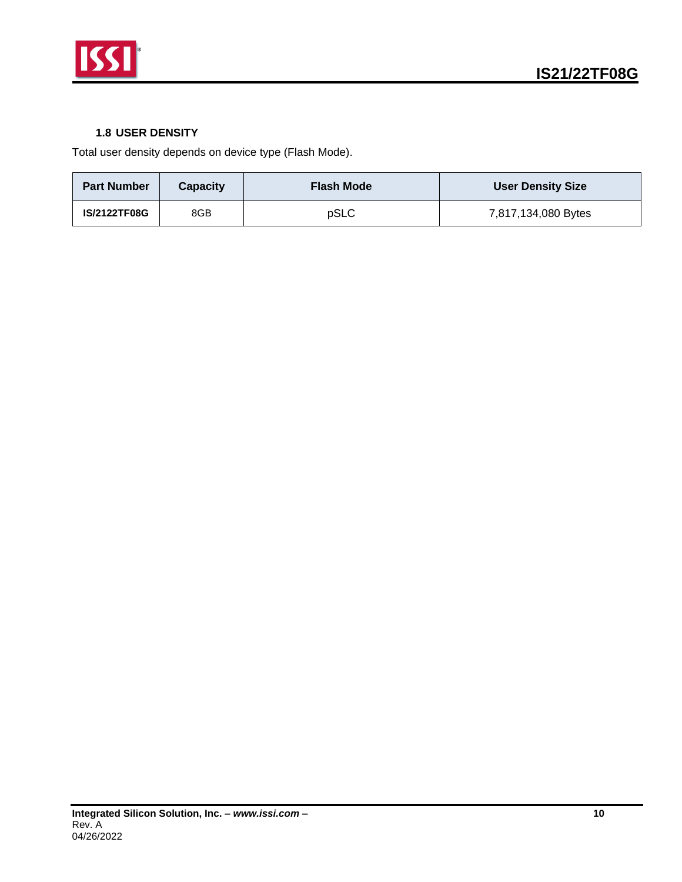### 1.8 USER DENSITY

Total user density depends on device type (Flash Mode).

| Part Number | Capacity | Flash Mode | User Density Size |
|---|---|---|---|
| **IS/2122TF08G** | 8GB | pSLC | 7,817,134,080 Bytes |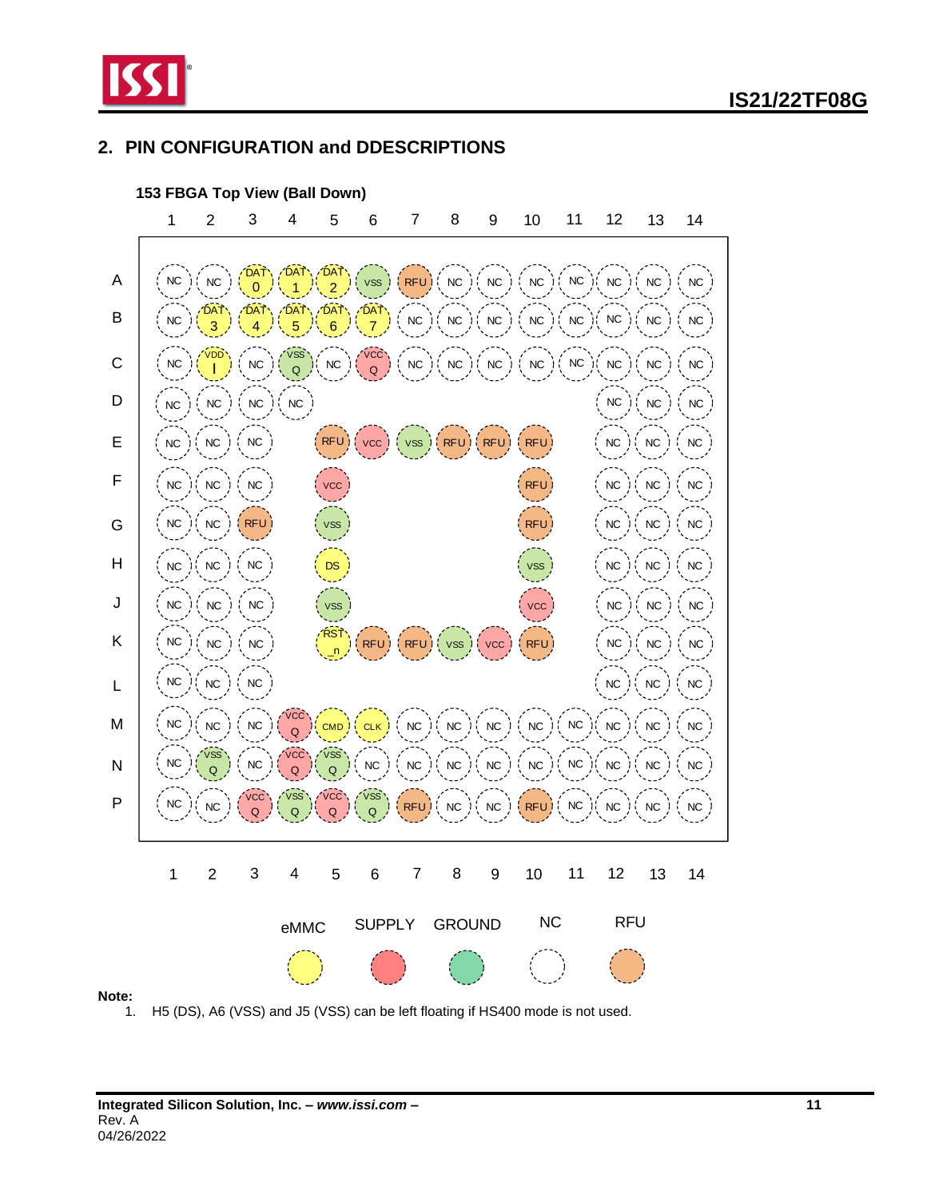## 2. PIN CONFIGURATION and DDESCRIPTIONS

**153 FBGA Top View (Ball Down)**

| | 1 | 2 | 3 | 4 | 5 | 6 | 7 | 8 | 9 | 10 | 11 | 12 | 13 | 14 |
|---|---|---|---|---|---|---|---|---|---|---|---|---|---|---|
| A | NC | NC | DAT0 | DAT1 | DAT2 | VSS | RFU | NC | NC | NC | NC | NC | NC | NC |
| B | NC | DAT3 | DAT4 | DAT5 | DAT6 | DAT7 | NC | NC | NC | NC | NC | NC | NC | NC |
| C | NC | VDDI | NC | VSSQ | NC | VCCQ | NC | NC | NC | NC | NC | NC | NC | NC |
| D | NC | NC | NC | NC | | | | | | | | NC | NC | NC |
| E | NC | NC | NC | | RFU | VCC | VSS | RFU | RFU | RFU | | NC | NC | NC |
| F | NC | NC | NC | | VCC | | | | | RFU | | NC | NC | NC |
| G | NC | NC | RFU | | VSS | | | | | RFU | | NC | NC | NC |
| H | NC | NC | NC | | DS | | | | | VSS | | NC | NC | NC |
| J | NC | NC | NC | | VSS | | | | | VCC | | NC | NC | NC |
| K | NC | NC | NC | | RST_n | RFU | RFU | VSS | VCC | RFU | | NC | NC | NC |
| L | NC | NC | NC | | | | | | | | | NC | NC | NC |
| M | NC | NC | NC | VCCQ | CMD | CLK | NC | NC | NC | NC | NC | NC | NC | NC |
| N | NC | VSSQ | NC | VCCQ | VSSQ | NC | NC | NC | NC | NC | NC | NC | NC | NC |
| P | NC | NC | VCCQ | VSSQ | VCCQ | VSSQ | RFU | NC | NC | RFU | NC | NC | NC | NC |

Legend: eMMC, SUPPLY, GROUND, NC, RFU

**Note:**

1. H5 (DS), A6 (VSS) and J5 (VSS) can be left floating if HS400 mode is not used.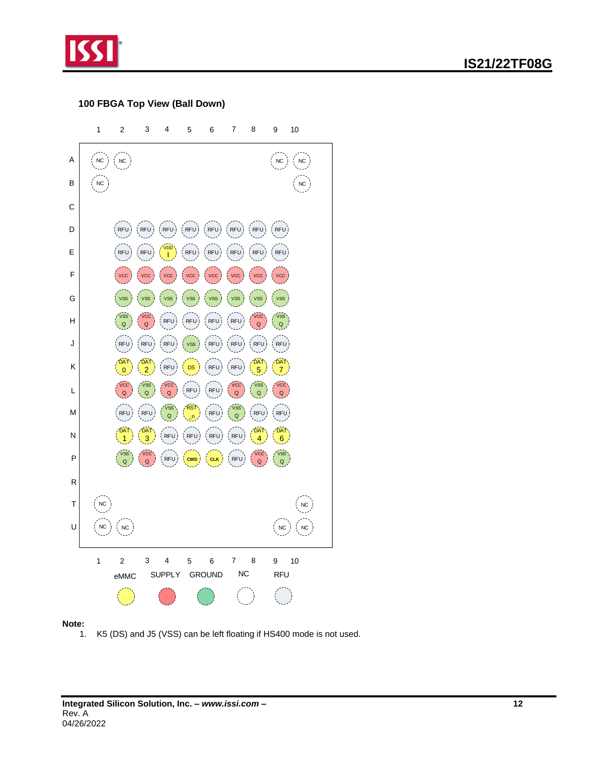## 100 FBGA Top View (Ball Down)

| | 1 | 2 | 3 | 4 | 5 | 6 | 7 | 8 | 9 | 10 |
|---|---|---|---|---|---|---|---|---|---|---|
| A | NC | NC | | | | | | | NC | NC |
| B | NC | | | | | | | | | NC |
| C | | | | | | | | | | |
| D | | RFU | RFU | RFU | RFU | RFU | RFU | RFU | RFU | |
| E | | RFU | RFU | VDDI | RFU | RFU | RFU | RFU | RFU | |
| F | | VCC | VCC | VCC | VCC | VCC | VCC | VCC | VCC | |
| G | | VSS | VSS | VSS | VSS | VSS | VSS | VSS | VSS | |
| H | | VSSQ | VCCQ | RFU | RFU | RFU | RFU | VCCQ | VSSQ | |
| J | | RFU | RFU | RFU | VSS | RFU | RFU | RFU | RFU | |
| K | | DAT0 | DAT2 | RFU | DS | RFU | RFU | DAT5 | DAT7 | |
| L | | VCCQ | VSSQ | VCCQ | RFU | RFU | VCCQ | VSSQ | VCCQ | |
| M | | RFU | RFU | VSSQ | RST_n | RFU | VSSQ | RFU | RFU | |
| N | | DAT1 | DAT3 | RFU | RFU | RFU | RFU | DAT4 | DAT6 | |
| P | | VSSQ | VCCQ | RFU | CMD | CLK | RFU | VCCQ | VSSQ | |
| R | | | | | | | | | | |
| T | NC | | | | | | | | | NC |
| U | NC | NC | | | | | | | NC | NC |

Legend: eMMC, SUPPLY, GROUND, NC, RFU

**Note:**

1. K5 (DS) and J5 (VSS) can be left floating if HS400 mode is not used.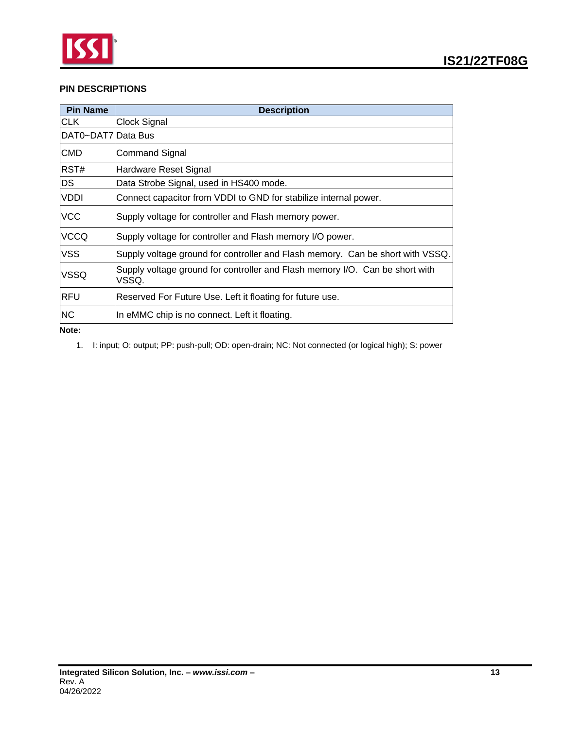## PIN DESCRIPTIONS

| Pin Name | Description |
|---|---|
| CLK | Clock Signal |
| DAT0~DAT7 | Data Bus |
| CMD | Command Signal |
| RST# | Hardware Reset Signal |
| DS | Data Strobe Signal, used in HS400 mode. |
| VDDI | Connect capacitor from VDDI to GND for stabilize internal power. |
| VCC | Supply voltage for controller and Flash memory power. |
| VCCQ | Supply voltage for controller and Flash memory I/O power. |
| VSS | Supply voltage ground for controller and Flash memory.  Can be short with VSSQ. |
| VSSQ | Supply voltage ground for controller and Flash memory I/O.  Can be short with VSSQ. |
| RFU | Reserved For Future Use. Left it floating for future use. |
| NC | In eMMC chip is no connect. Left it floating. |

**Note:**

1. I: input; O: output; PP: push-pull; OD: open-drain; NC: Not connected (or logical high); S: power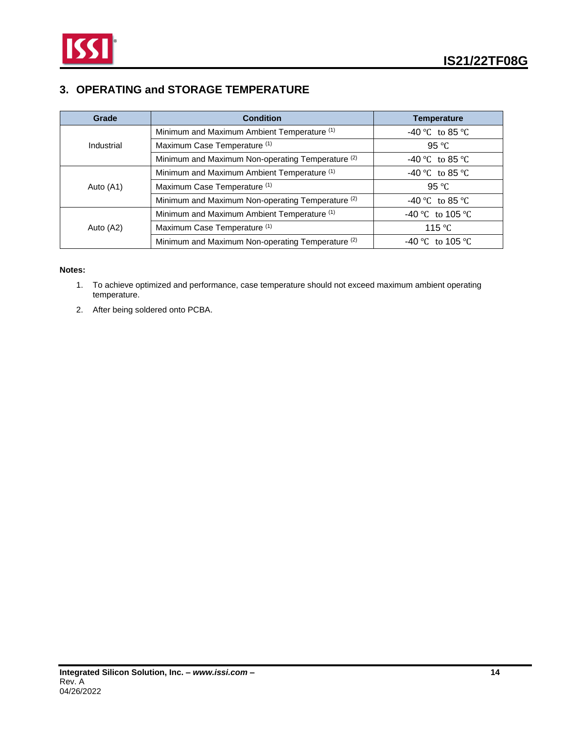## 3. OPERATING and STORAGE TEMPERATURE

| Grade | Condition | Temperature |
|---|---|---|
| Industrial | Minimum and Maximum Ambient Temperature (1) | -40 ℃ to 85 ℃ |
| | Maximum Case Temperature (1) | 95 ℃ |
| | Minimum and Maximum Non-operating Temperature (2) | -40 ℃ to 85 ℃ |
| Auto (A1) | Minimum and Maximum Ambient Temperature (1) | -40 ℃ to 85 ℃ |
| | Maximum Case Temperature (1) | 95 ℃ |
| | Minimum and Maximum Non-operating Temperature (2) | -40 ℃ to 85 ℃ |
| Auto (A2) | Minimum and Maximum Ambient Temperature (1) | -40 ℃ to 105 ℃ |
| | Maximum Case Temperature (1) | 115 ℃ |
| | Minimum and Maximum Non-operating Temperature (2) | -40 ℃ to 105 ℃ |

**Notes:**

1. To achieve optimized and performance, case temperature should not exceed maximum ambient operating temperature.
2. After being soldered onto PCBA.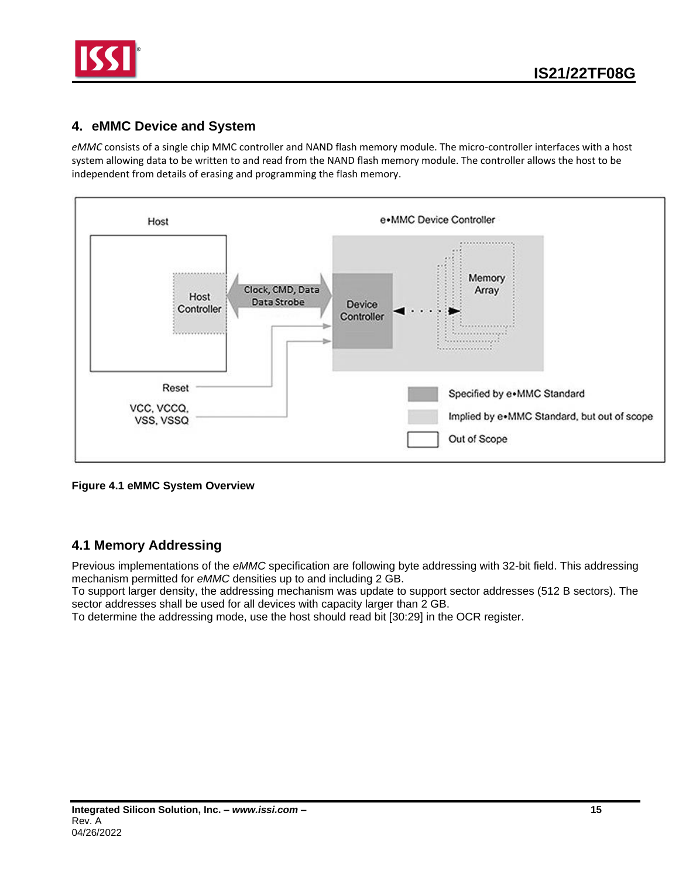## 4. eMMC Device and System

*eMMC* consists of a single chip MMC controller and NAND flash memory module. The micro-controller interfaces with a host system allowing data to be written to and read from the NAND flash memory module. The controller allows the host to be independent from details of erasing and programming the flash memory.

**Figure 4.1 eMMC System Overview**

### 4.1 Memory Addressing

Previous implementations of the *eMMC* specification are following byte addressing with 32-bit field. This addressing mechanism permitted for *eMMC* densities up to and including 2 GB.
To support larger density, the addressing mechanism was update to support sector addresses (512 B sectors). The sector addresses shall be used for all devices with capacity larger than 2 GB.
To determine the addressing mode, use the host should read bit [30:29] in the OCR register.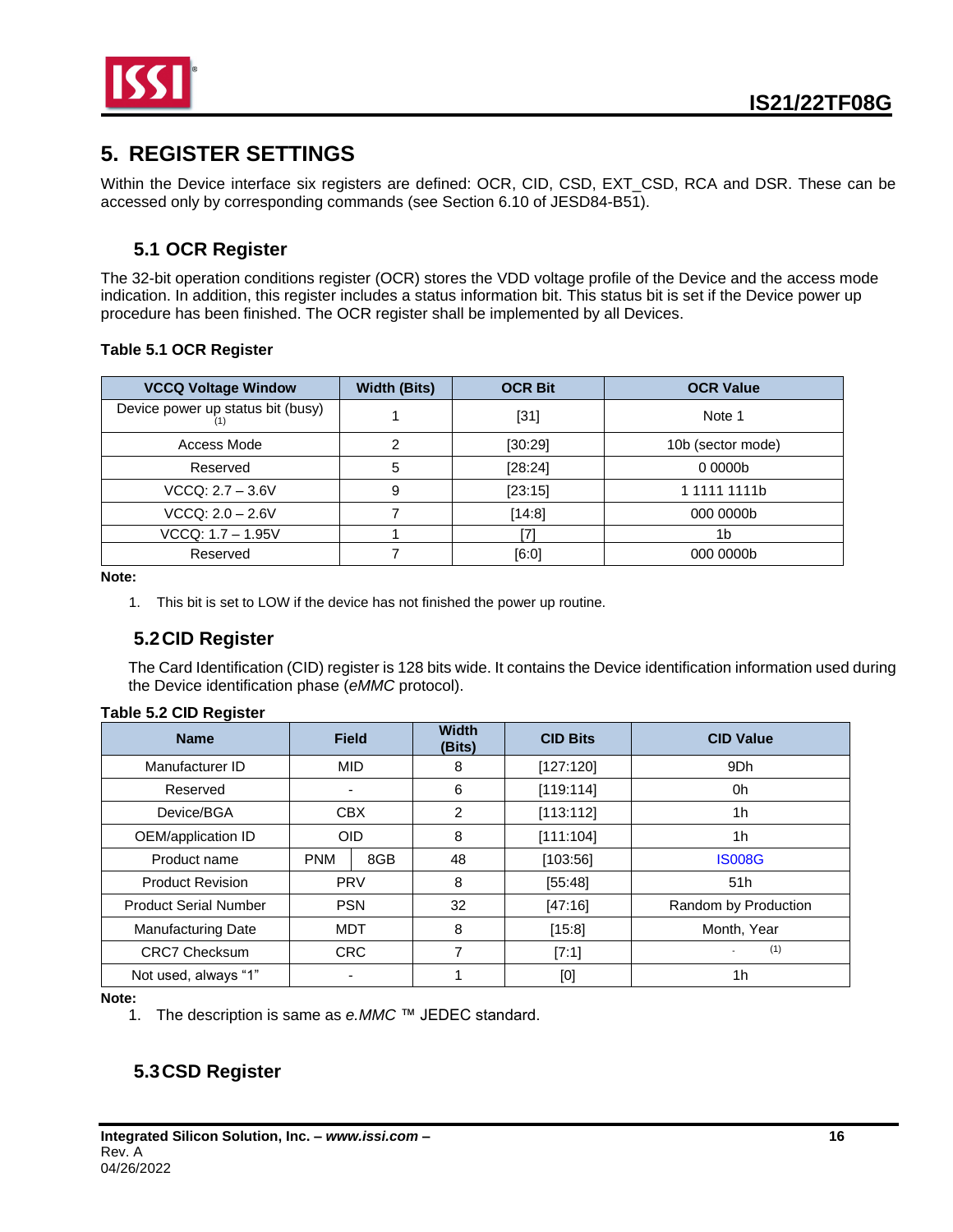## 5. REGISTER SETTINGS

Within the Device interface six registers are defined: OCR, CID, CSD, EXT_CSD, RCA and DSR. These can be accessed only by corresponding commands (see Section 6.10 of JESD84-B51).

### 5.1 OCR Register

The 32-bit operation conditions register (OCR) stores the VDD voltage profile of the Device and the access mode indication. In addition, this register includes a status information bit. This status bit is set if the Device power up procedure has been finished. The OCR register shall be implemented by all Devices.

**Table 5.1 OCR Register**

| VCCQ Voltage Window | Width (Bits) | OCR Bit | OCR Value |
|---|---|---|---|
| Device power up status bit (busy) (1) | 1 | [31] | Note 1 |
| Access Mode | 2 | [30:29] | 10b (sector mode) |
| Reserved | 5 | [28:24] | 0 0000b |
| VCCQ: 2.7 – 3.6V | 9 | [23:15] | 1 1111 1111b |
| VCCQ: 2.0 – 2.6V | 7 | [14:8] | 000 0000b |
| VCCQ: 1.7 – 1.95V | 1 | [7] | 1b |
| Reserved | 7 | [6:0] | 000 0000b |

**Note:**

1. This bit is set to LOW if the device has not finished the power up routine.

### 5.2 CID Register

The Card Identification (CID) register is 128 bits wide. It contains the Device identification information used during the Device identification phase (*eMMC* protocol).

**Table 5.2 CID Register**

| Name | Field | | Width (Bits) | CID Bits | CID Value |
|---|---|---|---|---|---|
| Manufacturer ID | MID | | 8 | [127:120] | 9Dh |
| Reserved | - | | 6 | [119:114] | 0h |
| Device/BGA | CBX | | 2 | [113:112] | 1h |
| OEM/application ID | OID | | 8 | [111:104] | 1h |
| Product name | PNM | 8GB | 48 | [103:56] | IS008G |
| Product Revision | PRV | | 8 | [55:48] | 51h |
| Product Serial Number | PSN | | 32 | [47:16] | Random by Production |
| Manufacturing Date | MDT | | 8 | [15:8] | Month, Year |
| CRC7 Checksum | CRC | | 7 | [7:1] | - (1) |
| Not used, always “1” | - | | 1 | [0] | 1h |

**Note:**

1. The description is same as *e.MMC* ™ JEDEC standard.

### 5.3 CSD Register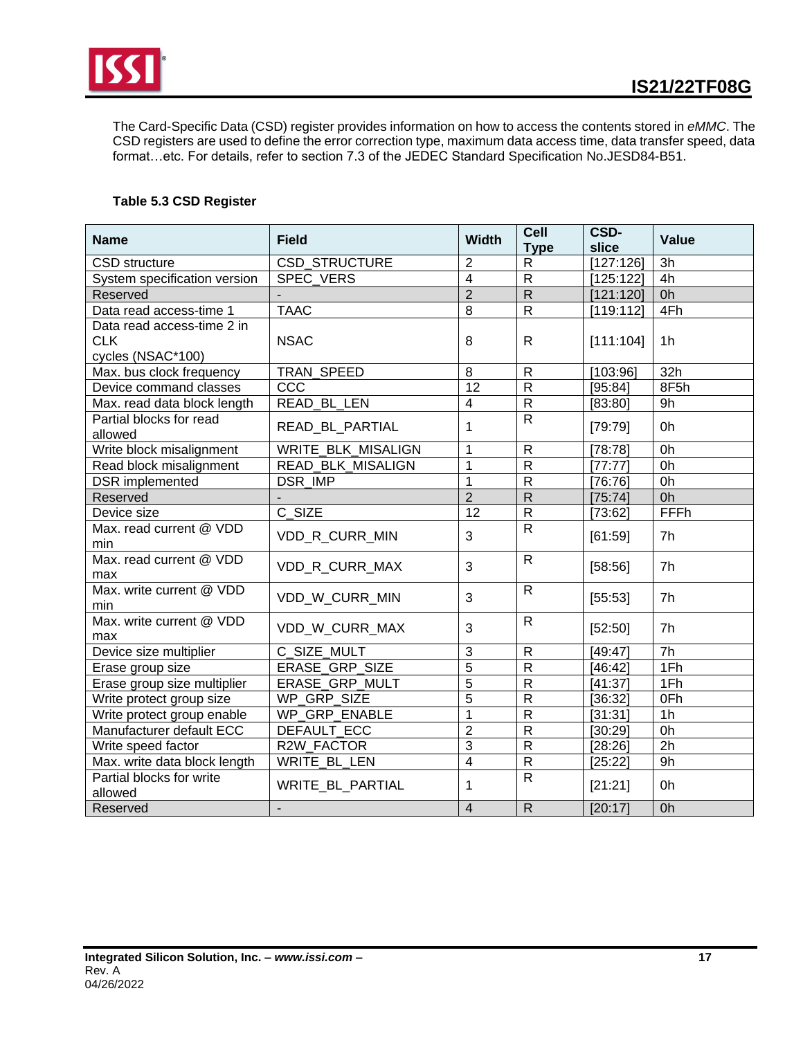The Card-Specific Data (CSD) register provides information on how to access the contents stored in *eMMC*. The CSD registers are used to define the error correction type, maximum data access time, data transfer speed, data format…etc. For details, refer to section 7.3 of the JEDEC Standard Specification No.JESD84-B51.

**Table 5.3 CSD Register**

| Name | Field | Width | Cell Type | CSD-slice | Value |
|---|---|---|---|---|---|
| CSD structure | CSD_STRUCTURE | 2 | R | [127:126] | 3h |
| System specification version | SPEC_VERS | 4 | R | [125:122] | 4h |
| Reserved | - | 2 | R | [121:120] | 0h |
| Data read access-time 1 | TAAC | 8 | R | [119:112] | 4Fh |
| Data read access-time 2 in CLK cycles (NSAC*100) | NSAC | 8 | R | [111:104] | 1h |
| Max. bus clock frequency | TRAN_SPEED | 8 | R | [103:96] | 32h |
| Device command classes | CCC | 12 | R | [95:84] | 8F5h |
| Max. read data block length | READ_BL_LEN | 4 | R | [83:80] | 9h |
| Partial blocks for read allowed | READ_BL_PARTIAL | 1 | R | [79:79] | 0h |
| Write block misalignment | WRITE_BLK_MISALIGN | 1 | R | [78:78] | 0h |
| Read block misalignment | READ_BLK_MISALIGN | 1 | R | [77:77] | 0h |
| DSR implemented | DSR_IMP | 1 | R | [76:76] | 0h |
| Reserved | - | 2 | R | [75:74] | 0h |
| Device size | C_SIZE | 12 | R | [73:62] | FFFh |
| Max. read current @ VDD min | VDD_R_CURR_MIN | 3 | R | [61:59] | 7h |
| Max. read current @ VDD max | VDD_R_CURR_MAX | 3 | R | [58:56] | 7h |
| Max. write current @ VDD min | VDD_W_CURR_MIN | 3 | R | [55:53] | 7h |
| Max. write current @ VDD max | VDD_W_CURR_MAX | 3 | R | [52:50] | 7h |
| Device size multiplier | C_SIZE_MULT | 3 | R | [49:47] | 7h |
| Erase group size | ERASE_GRP_SIZE | 5 | R | [46:42] | 1Fh |
| Erase group size multiplier | ERASE_GRP_MULT | 5 | R | [41:37] | 1Fh |
| Write protect group size | WP_GRP_SIZE | 5 | R | [36:32] | 0Fh |
| Write protect group enable | WP_GRP_ENABLE | 1 | R | [31:31] | 1h |
| Manufacturer default ECC | DEFAULT_ECC | 2 | R | [30:29] | 0h |
| Write speed factor | R2W_FACTOR | 3 | R | [28:26] | 2h |
| Max. write data block length | WRITE_BL_LEN | 4 | R | [25:22] | 9h |
| Partial blocks for write allowed | WRITE_BL_PARTIAL | 1 | R | [21:21] | 0h |
| Reserved | - | 4 | R | [20:17] | 0h |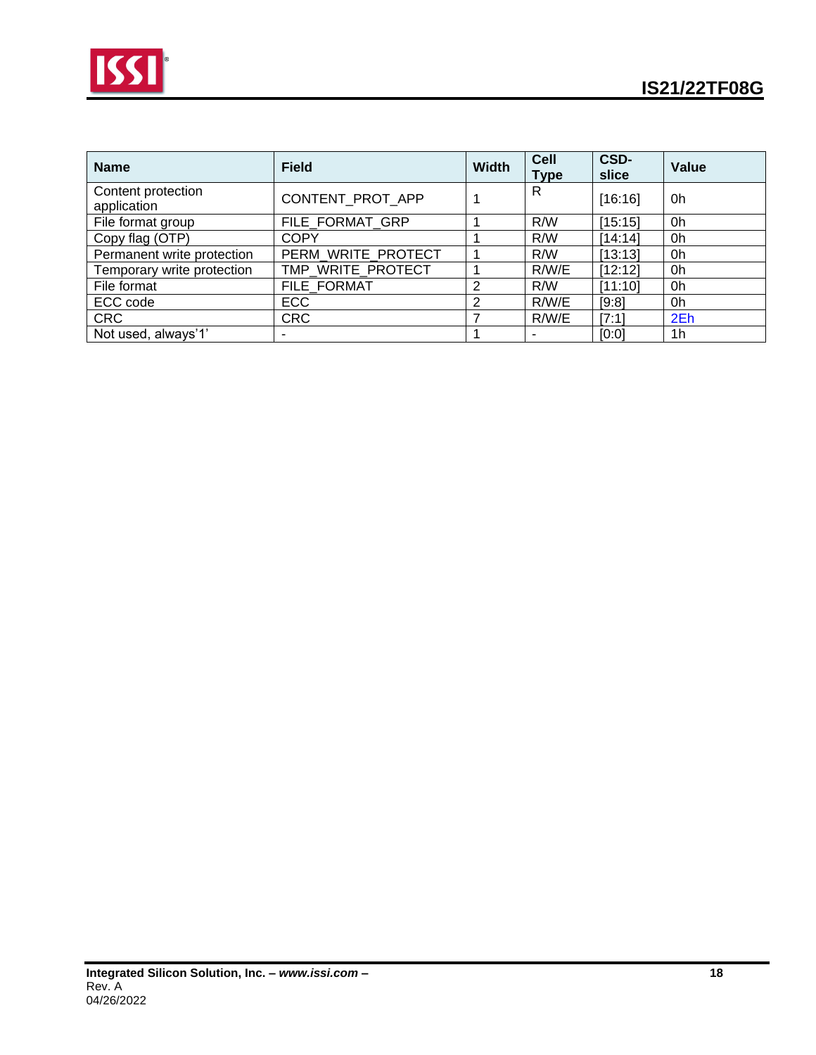| Name | Field | Width | Cell Type | CSD-slice | Value |
|---|---|---|---|---|---|
| Content protection application | CONTENT_PROT_APP | 1 | R | [16:16] | 0h |
| File format group | FILE_FORMAT_GRP | 1 | R/W | [15:15] | 0h |
| Copy flag (OTP) | COPY | 1 | R/W | [14:14] | 0h |
| Permanent write protection | PERM_WRITE_PROTECT | 1 | R/W | [13:13] | 0h |
| Temporary write protection | TMP_WRITE_PROTECT | 1 | R/W/E | [12:12] | 0h |
| File format | FILE_FORMAT | 2 | R/W | [11:10] | 0h |
| ECC code | ECC | 2 | R/W/E | [9:8] | 0h |
| CRC | CRC | 7 | R/W/E | [7:1] | 2Eh |
| Not used, always'1' | - | 1 | - | [0:0] | 1h |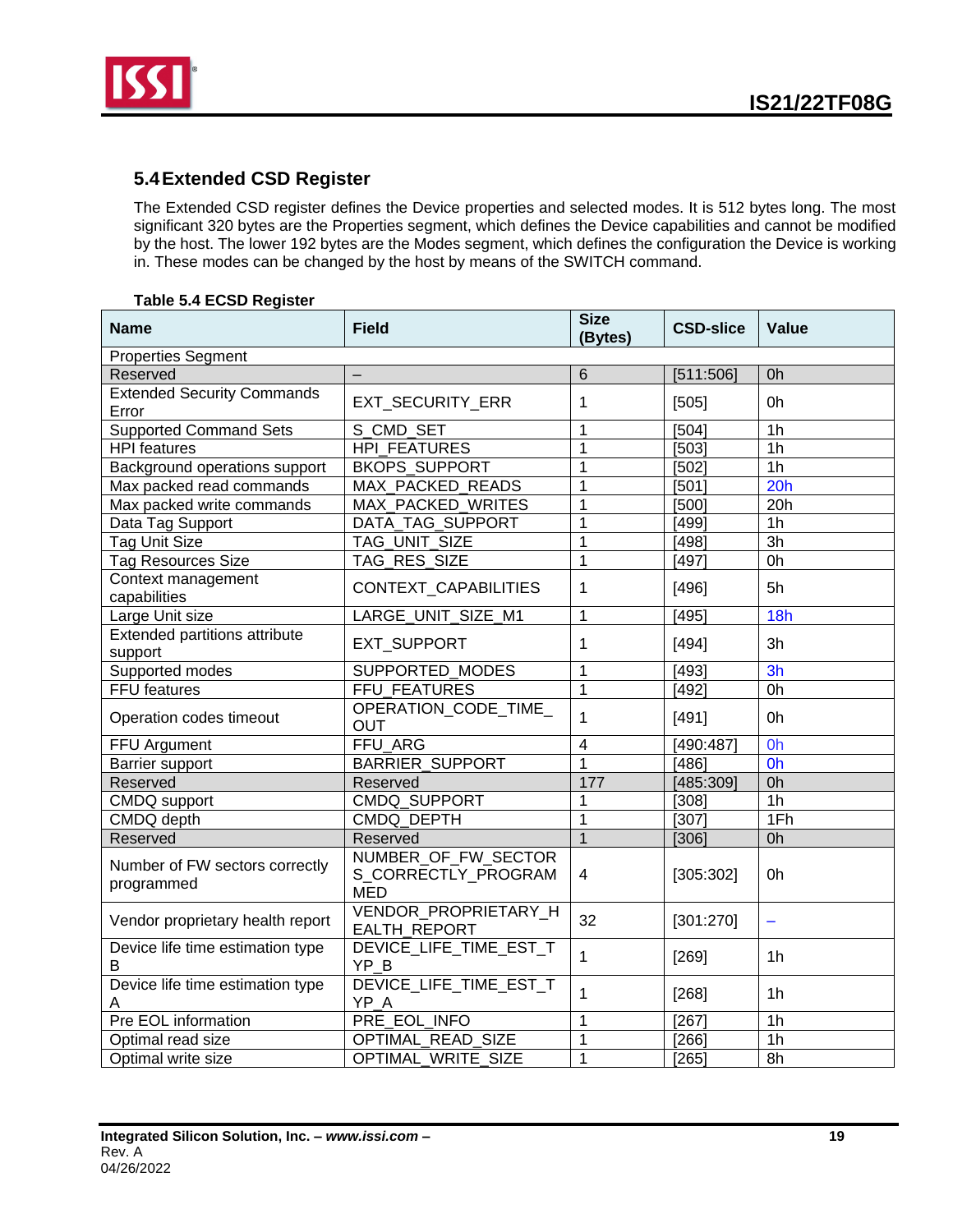## 5.4 Extended CSD Register

The Extended CSD register defines the Device properties and selected modes. It is 512 bytes long. The most significant 320 bytes are the Properties segment, which defines the Device capabilities and cannot be modified by the host. The lower 192 bytes are the Modes segment, which defines the configuration the Device is working in. These modes can be changed by the host by means of the SWITCH command.

**Table 5.4 ECSD Register**

| Name | Field | Size (Bytes) | CSD-slice | Value |
|---|---|---|---|---|
| Properties Segment | | | | |
| Reserved | – | 6 | [511:506] | 0h |
| Extended Security Commands Error | EXT_SECURITY_ERR | 1 | [505] | 0h |
| Supported Command Sets | S_CMD_SET | 1 | [504] | 1h |
| HPI features | HPI_FEATURES | 1 | [503] | 1h |
| Background operations support | BKOPS_SUPPORT | 1 | [502] | 1h |
| Max packed read commands | MAX_PACKED_READS | 1 | [501] | 20h |
| Max packed write commands | MAX_PACKED_WRITES | 1 | [500] | 20h |
| Data Tag Support | DATA_TAG_SUPPORT | 1 | [499] | 1h |
| Tag Unit Size | TAG_UNIT_SIZE | 1 | [498] | 3h |
| Tag Resources Size | TAG_RES_SIZE | 1 | [497] | 0h |
| Context management capabilities | CONTEXT_CAPABILITIES | 1 | [496] | 5h |
| Large Unit size | LARGE_UNIT_SIZE_M1 | 1 | [495] | 18h |
| Extended partitions attribute support | EXT_SUPPORT | 1 | [494] | 3h |
| Supported modes | SUPPORTED_MODES | 1 | [493] | 3h |
| FFU features | FFU_FEATURES | 1 | [492] | 0h |
| Operation codes timeout | OPERATION_CODE_TIME_OUT | 1 | [491] | 0h |
| FFU Argument | FFU_ARG | 4 | [490:487] | 0h |
| Barrier support | BARRIER_SUPPORT | 1 | [486] | 0h |
| Reserved | Reserved | 177 | [485:309] | 0h |
| CMDQ support | CMDQ_SUPPORT | 1 | [308] | 1h |
| CMDQ depth | CMDQ_DEPTH | 1 | [307] | 1Fh |
| Reserved | Reserved | 1 | [306] | 0h |
| Number of FW sectors correctly programmed | NUMBER_OF_FW_SECTORS_CORRECTLY_PROGRAMMED | 4 | [305:302] | 0h |
| Vendor proprietary health report | VENDOR_PROPRIETARY_HEALTH_REPORT | 32 | [301:270] | – |
| Device life time estimation type B | DEVICE_LIFE_TIME_EST_TYP_B | 1 | [269] | 1h |
| Device life time estimation type A | DEVICE_LIFE_TIME_EST_TYP_A | 1 | [268] | 1h |
| Pre EOL information | PRE_EOL_INFO | 1 | [267] | 1h |
| Optimal read size | OPTIMAL_READ_SIZE | 1 | [266] | 1h |
| Optimal write size | OPTIMAL_WRITE_SIZE | 1 | [265] | 8h |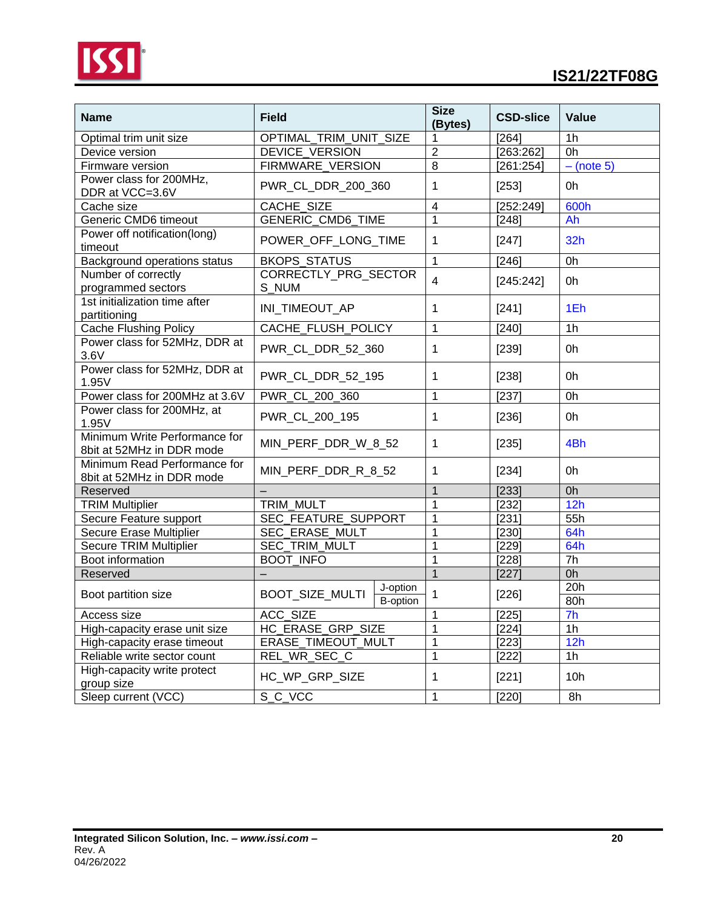| Name | Field | | Size (Bytes) | CSD-slice | Value |
|---|---|---|---|---|---|
| Optimal trim unit size | OPTIMAL_TRIM_UNIT_SIZE | | 1 | [264] | 1h |
| Device version | DEVICE_VERSION | | 2 | [263:262] | 0h |
| Firmware version | FIRMWARE_VERSION | | 8 | [261:254] | – (note 5) |
| Power class for 200MHz, DDR at VCC=3.6V | PWR_CL_DDR_200_360 | | 1 | [253] | 0h |
| Cache size | CACHE_SIZE | | 4 | [252:249] | 600h |
| Generic CMD6 timeout | GENERIC_CMD6_TIME | | 1 | [248] | Ah |
| Power off notification(long) timeout | POWER_OFF_LONG_TIME | | 1 | [247] | 32h |
| Background operations status | BKOPS_STATUS | | 1 | [246] | 0h |
| Number of correctly programmed sectors | CORRECTLY_PRG_SECTORS_NUM | | 4 | [245:242] | 0h |
| 1st initialization time after partitioning | INI_TIMEOUT_AP | | 1 | [241] | 1Eh |
| Cache Flushing Policy | CACHE_FLUSH_POLICY | | 1 | [240] | 1h |
| Power class for 52MHz, DDR at 3.6V | PWR_CL_DDR_52_360 | | 1 | [239] | 0h |
| Power class for 52MHz, DDR at 1.95V | PWR_CL_DDR_52_195 | | 1 | [238] | 0h |
| Power class for 200MHz at 3.6V | PWR_CL_200_360 | | 1 | [237] | 0h |
| Power class for 200MHz, at 1.95V | PWR_CL_200_195 | | 1 | [236] | 0h |
| Minimum Write Performance for 8bit at 52MHz in DDR mode | MIN_PERF_DDR_W_8_52 | | 1 | [235] | 4Bh |
| Minimum Read Performance for 8bit at 52MHz in DDR mode | MIN_PERF_DDR_R_8_52 | | 1 | [234] | 0h |
| Reserved | – | | 1 | [233] | 0h |
| TRIM Multiplier | TRIM_MULT | | 1 | [232] | 12h |
| Secure Feature support | SEC_FEATURE_SUPPORT | | 1 | [231] | 55h |
| Secure Erase Multiplier | SEC_ERASE_MULT | | 1 | [230] | 64h |
| Secure TRIM Multiplier | SEC_TRIM_MULT | | 1 | [229] | 64h |
| Boot information | BOOT_INFO | | 1 | [228] | 7h |
| Reserved | – | | 1 | [227] | 0h |
| Boot partition size | BOOT_SIZE_MULTI | J-option | 1 | [226] | 20h |
| | | B-option | | | 80h |
| Access size | ACC_SIZE | | 1 | [225] | 7h |
| High-capacity erase unit size | HC_ERASE_GRP_SIZE | | 1 | [224] | 1h |
| High-capacity erase timeout | ERASE_TIMEOUT_MULT | | 1 | [223] | 12h |
| Reliable write sector count | REL_WR_SEC_C | | 1 | [222] | 1h |
| High-capacity write protect group size | HC_WP_GRP_SIZE | | 1 | [221] | 10h |
| Sleep current (VCC) | S_C_VCC | | 1 | [220] | 8h |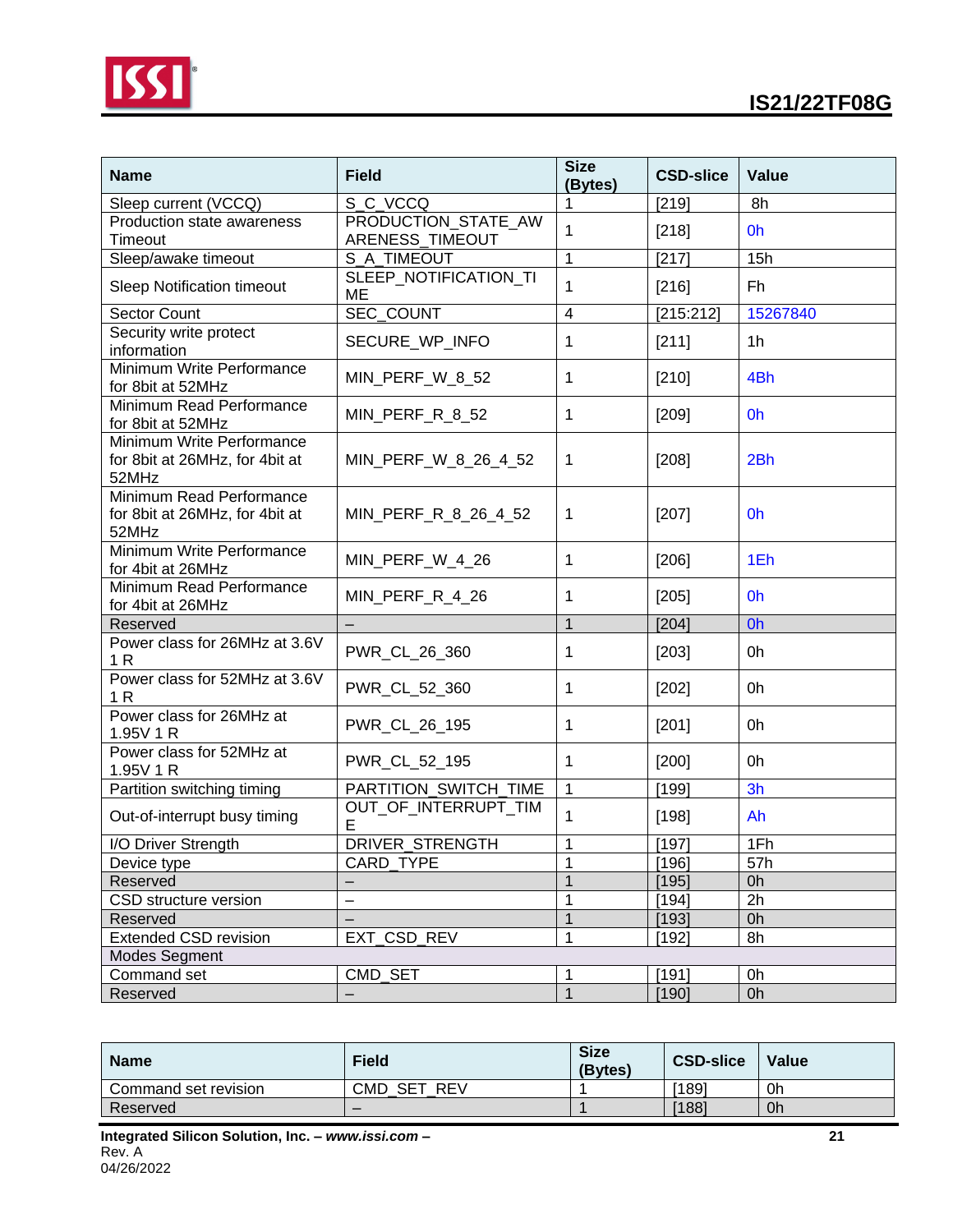| Name | Field | Size (Bytes) | CSD-slice | Value |
|---|---|---|---|---|
| Sleep current (VCCQ) | S_C_VCCQ | 1 | [219] | 8h |
| Production state awareness Timeout | PRODUCTION_STATE_AWARENESS_TIMEOUT | 1 | [218] | 0h |
| Sleep/awake timeout | S_A_TIMEOUT | 1 | [217] | 15h |
| Sleep Notification timeout | SLEEP_NOTIFICATION_TIME | 1 | [216] | Fh |
| Sector Count | SEC_COUNT | 4 | [215:212] | 15267840 |
| Security write protect information | SECURE_WP_INFO | 1 | [211] | 1h |
| Minimum Write Performance for 8bit at 52MHz | MIN_PERF_W_8_52 | 1 | [210] | 4Bh |
| Minimum Read Performance for 8bit at 52MHz | MIN_PERF_R_8_52 | 1 | [209] | 0h |
| Minimum Write Performance for 8bit at 26MHz, for 4bit at 52MHz | MIN_PERF_W_8_26_4_52 | 1 | [208] | 2Bh |
| Minimum Read Performance for 8bit at 26MHz, for 4bit at 52MHz | MIN_PERF_R_8_26_4_52 | 1 | [207] | 0h |
| Minimum Write Performance for 4bit at 26MHz | MIN_PERF_W_4_26 | 1 | [206] | 1Eh |
| Minimum Read Performance for 4bit at 26MHz | MIN_PERF_R_4_26 | 1 | [205] | 0h |
| Reserved | – | 1 | [204] | 0h |
| Power class for 26MHz at 3.6V 1 R | PWR_CL_26_360 | 1 | [203] | 0h |
| Power class for 52MHz at 3.6V 1 R | PWR_CL_52_360 | 1 | [202] | 0h |
| Power class for 26MHz at 1.95V 1 R | PWR_CL_26_195 | 1 | [201] | 0h |
| Power class for 52MHz at 1.95V 1 R | PWR_CL_52_195 | 1 | [200] | 0h |
| Partition switching timing | PARTITION_SWITCH_TIME | 1 | [199] | 3h |
| Out-of-interrupt busy timing | OUT_OF_INTERRUPT_TIME | 1 | [198] | Ah |
| I/O Driver Strength | DRIVER_STRENGTH | 1 | [197] | 1Fh |
| Device type | CARD_TYPE | 1 | [196] | 57h |
| Reserved | – | 1 | [195] | 0h |
| CSD structure version | – | 1 | [194] | 2h |
| Reserved | – | 1 | [193] | 0h |
| Extended CSD revision | EXT_CSD_REV | 1 | [192] | 8h |
| Modes Segment | | | | |
| Command set | CMD_SET | 1 | [191] | 0h |
| Reserved | – | 1 | [190] | 0h |

| Name | Field | Size (Bytes) | CSD-slice | Value |
|---|---|---|---|---|
| Command set revision | CMD_SET_REV | 1 | [189] | 0h |
| Reserved | – | 1 | [188] | 0h |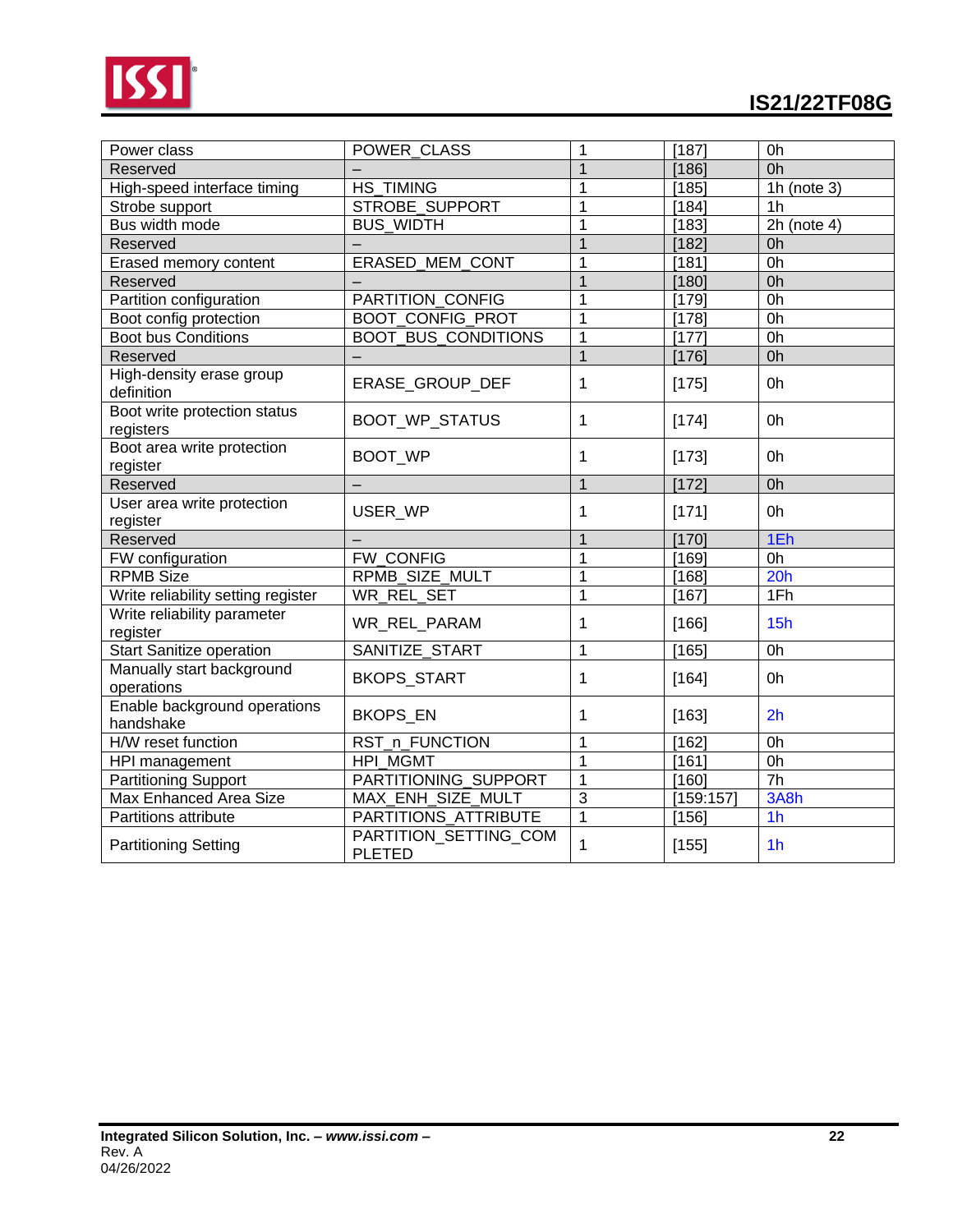| Power class | POWER_CLASS | 1 | [187] | 0h |
|---|---|---|---|---|
| Reserved | – | 1 | [186] | 0h |
| High-speed interface timing | HS_TIMING | 1 | [185] | 1h (note 3) |
| Strobe support | STROBE_SUPPORT | 1 | [184] | 1h |
| Bus width mode | BUS_WIDTH | 1 | [183] | 2h (note 4) |
| Reserved | – | 1 | [182] | 0h |
| Erased memory content | ERASED_MEM_CONT | 1 | [181] | 0h |
| Reserved | – | 1 | [180] | 0h |
| Partition configuration | PARTITION_CONFIG | 1 | [179] | 0h |
| Boot config protection | BOOT_CONFIG_PROT | 1 | [178] | 0h |
| Boot bus Conditions | BOOT_BUS_CONDITIONS | 1 | [177] | 0h |
| Reserved | – | 1 | [176] | 0h |
| High-density erase group definition | ERASE_GROUP_DEF | 1 | [175] | 0h |
| Boot write protection status registers | BOOT_WP_STATUS | 1 | [174] | 0h |
| Boot area write protection register | BOOT_WP | 1 | [173] | 0h |
| Reserved | – | 1 | [172] | 0h |
| User area write protection register | USER_WP | 1 | [171] | 0h |
| Reserved | – | 1 | [170] | 1Eh |
| FW configuration | FW_CONFIG | 1 | [169] | 0h |
| RPMB Size | RPMB_SIZE_MULT | 1 | [168] | 20h |
| Write reliability setting register | WR_REL_SET | 1 | [167] | 1Fh |
| Write reliability parameter register | WR_REL_PARAM | 1 | [166] | 15h |
| Start Sanitize operation | SANITIZE_START | 1 | [165] | 0h |
| Manually start background operations | BKOPS_START | 1 | [164] | 0h |
| Enable background operations handshake | BKOPS_EN | 1 | [163] | 2h |
| H/W reset function | RST_n_FUNCTION | 1 | [162] | 0h |
| HPI management | HPI_MGMT | 1 | [161] | 0h |
| Partitioning Support | PARTITIONING_SUPPORT | 1 | [160] | 7h |
| Max Enhanced Area Size | MAX_ENH_SIZE_MULT | 3 | [159:157] | 3A8h |
| Partitions attribute | PARTITIONS_ATTRIBUTE | 1 | [156] | 1h |
| Partitioning Setting | PARTITION_SETTING_COMPLETED | 1 | [155] | 1h |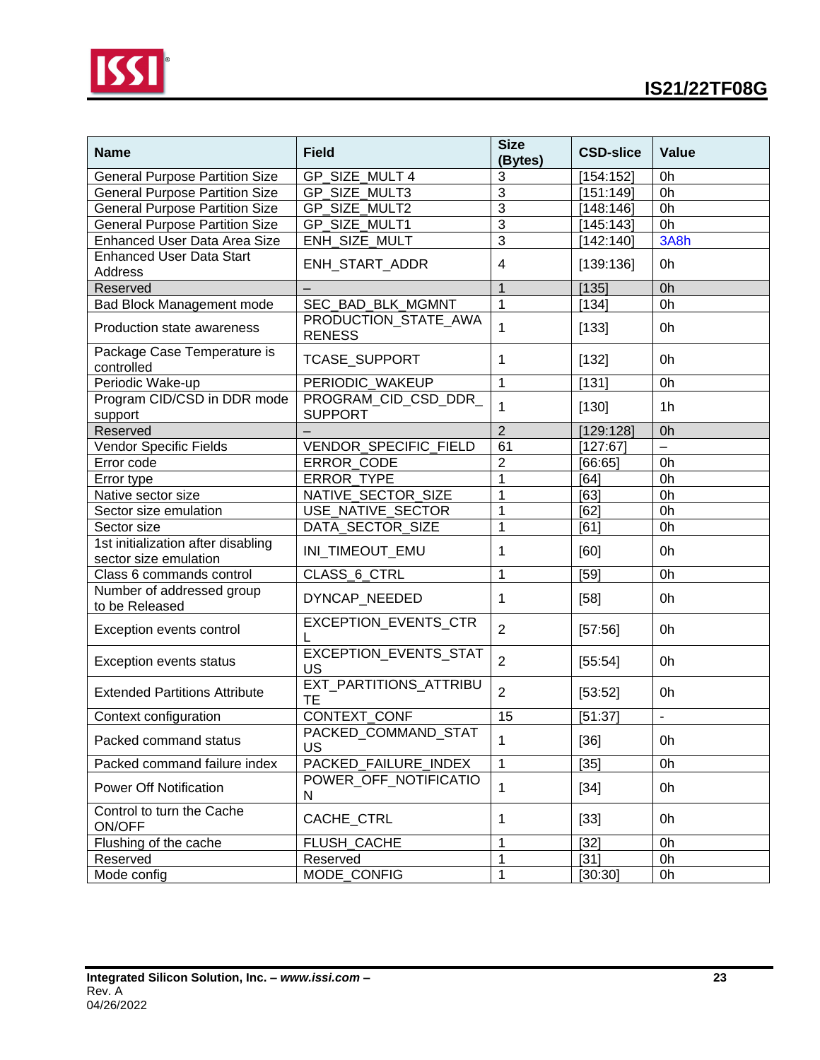| Name | Field | Size (Bytes) | CSD-slice | Value |
|---|---|---|---|---|
| General Purpose Partition Size | GP_SIZE_MULT 4 | 3 | [154:152] | 0h |
| General Purpose Partition Size | GP_SIZE_MULT3 | 3 | [151:149] | 0h |
| General Purpose Partition Size | GP_SIZE_MULT2 | 3 | [148:146] | 0h |
| General Purpose Partition Size | GP_SIZE_MULT1 | 3 | [145:143] | 0h |
| Enhanced User Data Area Size | ENH_SIZE_MULT | 3 | [142:140] | 3A8h |
| Enhanced User Data Start Address | ENH_START_ADDR | 4 | [139:136] | 0h |
| Reserved | – | 1 | [135] | 0h |
| Bad Block Management mode | SEC_BAD_BLK_MGMNT | 1 | [134] | 0h |
| Production state awareness | PRODUCTION_STATE_AWARENESS | 1 | [133] | 0h |
| Package Case Temperature is controlled | TCASE_SUPPORT | 1 | [132] | 0h |
| Periodic Wake-up | PERIODIC_WAKEUP | 1 | [131] | 0h |
| Program CID/CSD in DDR mode support | PROGRAM_CID_CSD_DDR_SUPPORT | 1 | [130] | 1h |
| Reserved | – | 2 | [129:128] | 0h |
| Vendor Specific Fields | VENDOR_SPECIFIC_FIELD | 61 | [127:67] | – |
| Error code | ERROR_CODE | 2 | [66:65] | 0h |
| Error type | ERROR_TYPE | 1 | [64] | 0h |
| Native sector size | NATIVE_SECTOR_SIZE | 1 | [63] | 0h |
| Sector size emulation | USE_NATIVE_SECTOR | 1 | [62] | 0h |
| Sector size | DATA_SECTOR_SIZE | 1 | [61] | 0h |
| 1st initialization after disabling sector size emulation | INI_TIMEOUT_EMU | 1 | [60] | 0h |
| Class 6 commands control | CLASS_6_CTRL | 1 | [59] | 0h |
| Number of addressed group to be Released | DYNCAP_NEEDED | 1 | [58] | 0h |
| Exception events control | EXCEPTION_EVENTS_CTRL | 2 | [57:56] | 0h |
| Exception events status | EXCEPTION_EVENTS_STATUS | 2 | [55:54] | 0h |
| Extended Partitions Attribute | EXT_PARTITIONS_ATTRIBUTE | 2 | [53:52] | 0h |
| Context configuration | CONTEXT_CONF | 15 | [51:37] | - |
| Packed command status | PACKED_COMMAND_STATUS | 1 | [36] | 0h |
| Packed command failure index | PACKED_FAILURE_INDEX | 1 | [35] | 0h |
| Power Off Notification | POWER_OFF_NOTIFICATION | 1 | [34] | 0h |
| Control to turn the Cache ON/OFF | CACHE_CTRL | 1 | [33] | 0h |
| Flushing of the cache | FLUSH_CACHE | 1 | [32] | 0h |
| Reserved | Reserved | 1 | [31] | 0h |
| Mode config | MODE_CONFIG | 1 | [30:30] | 0h |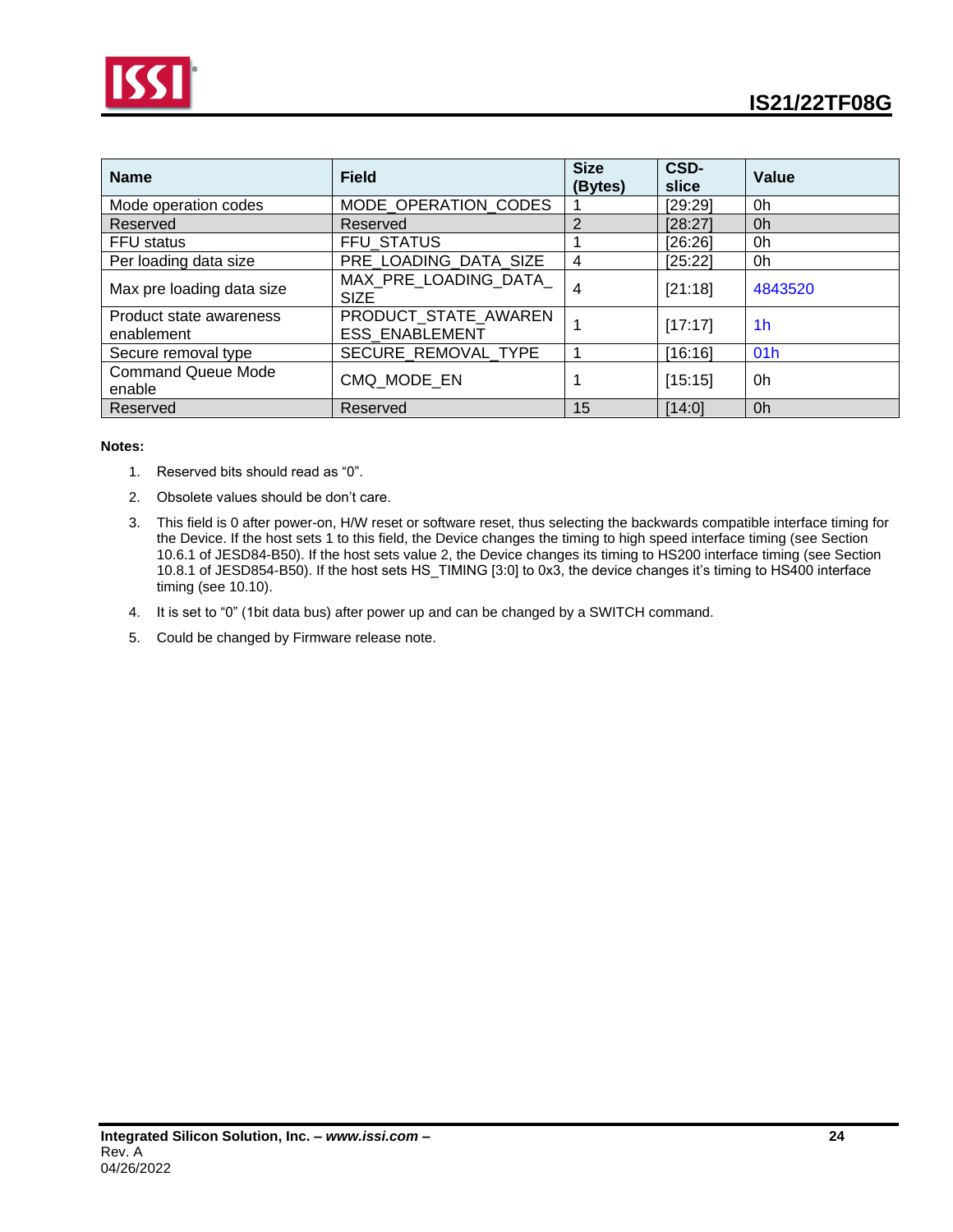| Name | Field | Size (Bytes) | CSD-slice | Value |
|---|---|---|---|---|
| Mode operation codes | MODE_OPERATION_CODES | 1 | [29:29] | 0h |
| Reserved | Reserved | 2 | [28:27] | 0h |
| FFU status | FFU_STATUS | 1 | [26:26] | 0h |
| Per loading data size | PRE_LOADING_DATA_SIZE | 4 | [25:22] | 0h |
| Max pre loading data size | MAX_PRE_LOADING_DATA_SIZE | 4 | [21:18] | 4843520 |
| Product state awareness enablement | PRODUCT_STATE_AWARENESS_ENABLEMENT | 1 | [17:17] | 1h |
| Secure removal type | SECURE_REMOVAL_TYPE | 1 | [16:16] | 01h |
| Command Queue Mode enable | CMQ_MODE_EN | 1 | [15:15] | 0h |
| Reserved | Reserved | 15 | [14:0] | 0h |

**Notes:**

1. Reserved bits should read as “0”.
2. Obsolete values should be don’t care.
3. This field is 0 after power-on, H/W reset or software reset, thus selecting the backwards compatible interface timing for the Device. If the host sets 1 to this field, the Device changes the timing to high speed interface timing (see Section 10.6.1 of JESD84-B50). If the host sets value 2, the Device changes its timing to HS200 interface timing (see Section 10.8.1 of JESD854-B50). If the host sets HS_TIMING [3:0] to 0x3, the device changes it’s timing to HS400 interface timing (see 10.10).
4. It is set to “0” (1bit data bus) after power up and can be changed by a SWITCH command.
5. Could be changed by Firmware release note.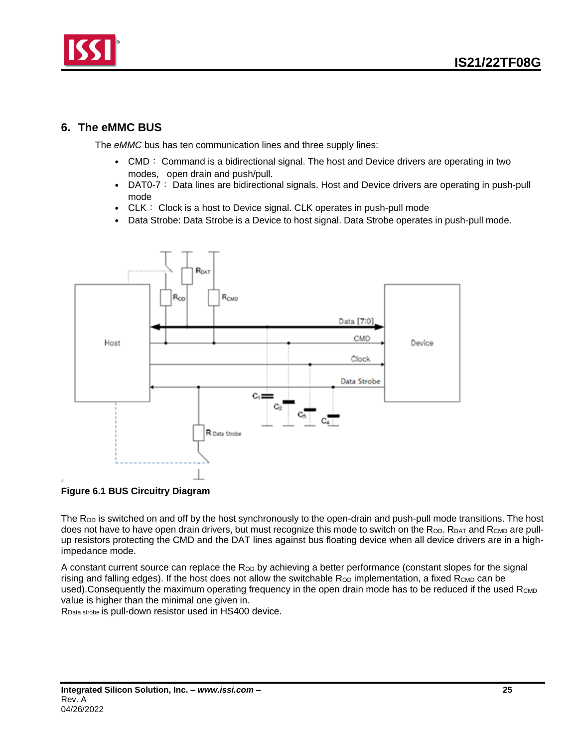## 6. The eMMC BUS

The *eMMC* bus has ten communication lines and three supply lines:

- CMD： Command is a bidirectional signal. The host and Device drivers are operating in two modes, open drain and push/pull.
- DAT0-7： Data lines are bidirectional signals. Host and Device drivers are operating in push-pull mode
- CLK： Clock is a host to Device signal. CLK operates in push-pull mode
- Data Strobe: Data Strobe is a Device to host signal. Data Strobe operates in push-pull mode.

**Figure 6.1 BUS Circuitry Diagram**

The $R_{OD}$ is switched on and off by the host synchronously to the open-drain and push-pull mode transitions. The host does not have to have open drain drivers, but must recognize this mode to switch on the $R_{OD}$. $R_{DAT}$ and $R_{CMD}$ are pull-up resistors protecting the CMD and the DAT lines against bus floating device when all device drivers are in a high-impedance mode.

A constant current source can replace the $R_{OD}$ by achieving a better performance (constant slopes for the signal rising and falling edges). If the host does not allow the switchable $R_{OD}$ implementation, a fixed $R_{CMD}$ can be used).Consequently the maximum operating frequency in the open drain mode has to be reduced if the used $R_{CMD}$ value is higher than the minimal one given in.

$R_{Data\ strobe}$ is pull-down resistor used in HS400 device.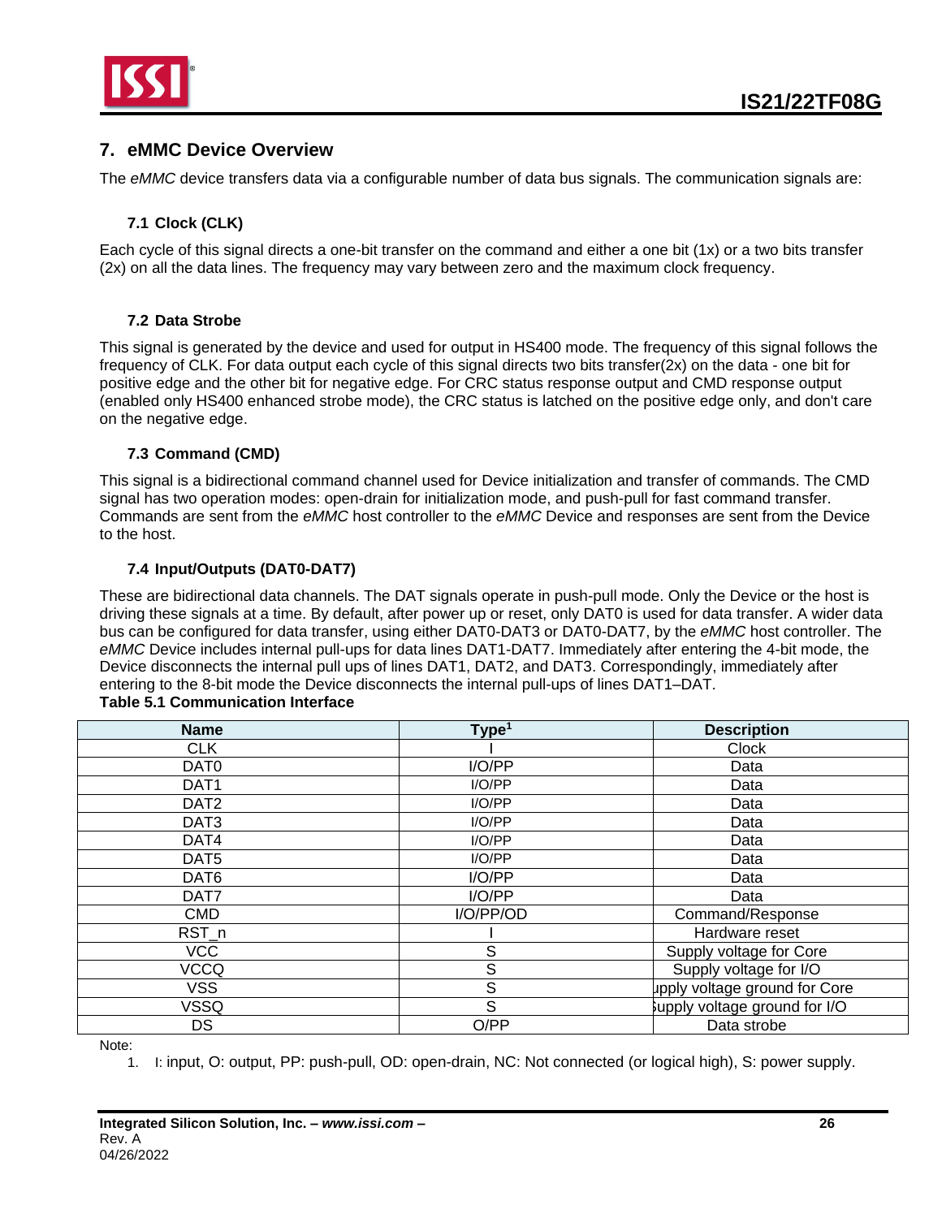## 7. eMMC Device Overview

The *eMMC* device transfers data via a configurable number of data bus signals. The communication signals are:

### 7.1 Clock (CLK)

Each cycle of this signal directs a one-bit transfer on the command and either a one bit (1x) or a two bits transfer (2x) on all the data lines. The frequency may vary between zero and the maximum clock frequency.

### 7.2 Data Strobe

This signal is generated by the device and used for output in HS400 mode. The frequency of this signal follows the frequency of CLK. For data output each cycle of this signal directs two bits transfer(2x) on the data - one bit for positive edge and the other bit for negative edge. For CRC status response output and CMD response output (enabled only HS400 enhanced strobe mode), the CRC status is latched on the positive edge only, and don't care on the negative edge.

### 7.3 Command (CMD)

This signal is a bidirectional command channel used for Device initialization and transfer of commands. The CMD signal has two operation modes: open-drain for initialization mode, and push-pull for fast command transfer. Commands are sent from the *eMMC* host controller to the *eMMC* Device and responses are sent from the Device to the host.

### 7.4 Input/Outputs (DAT0-DAT7)

These are bidirectional data channels. The DAT signals operate in push-pull mode. Only the Device or the host is driving these signals at a time. By default, after power up or reset, only DAT0 is used for data transfer. A wider data bus can be configured for data transfer, using either DAT0-DAT3 or DAT0-DAT7, by the *eMMC* host controller. The *eMMC* Device includes internal pull-ups for data lines DAT1-DAT7. Immediately after entering the 4-bit mode, the Device disconnects the internal pull ups of lines DAT1, DAT2, and DAT3. Correspondingly, immediately after entering to the 8-bit mode the Device disconnects the internal pull-ups of lines DAT1–DAT.

**Table 5.1 Communication Interface**

| Name | Type[1] | Description |
|---|---|---|
| CLK | I | Clock |
| DAT0 | I/O/PP | Data |
| DAT1 | I/O/PP | Data |
| DAT2 | I/O/PP | Data |
| DAT3 | I/O/PP | Data |
| DAT4 | I/O/PP | Data |
| DAT5 | I/O/PP | Data |
| DAT6 | I/O/PP | Data |
| DAT7 | I/O/PP | Data |
| CMD | I/O/PP/OD | Command/Response |
| RST_n | I | Hardware reset |
| VCC | S | Supply voltage for Core |
| VCCQ | S | Supply voltage for I/O |
| VSS | S | Supply voltage ground for Core |
| VSSQ | S | Supply voltage ground for I/O |
| DS | O/PP | Data strobe |

Note:

1. I: input, O: output, PP: push-pull, OD: open-drain, NC: Not connected (or logical high), S: power supply.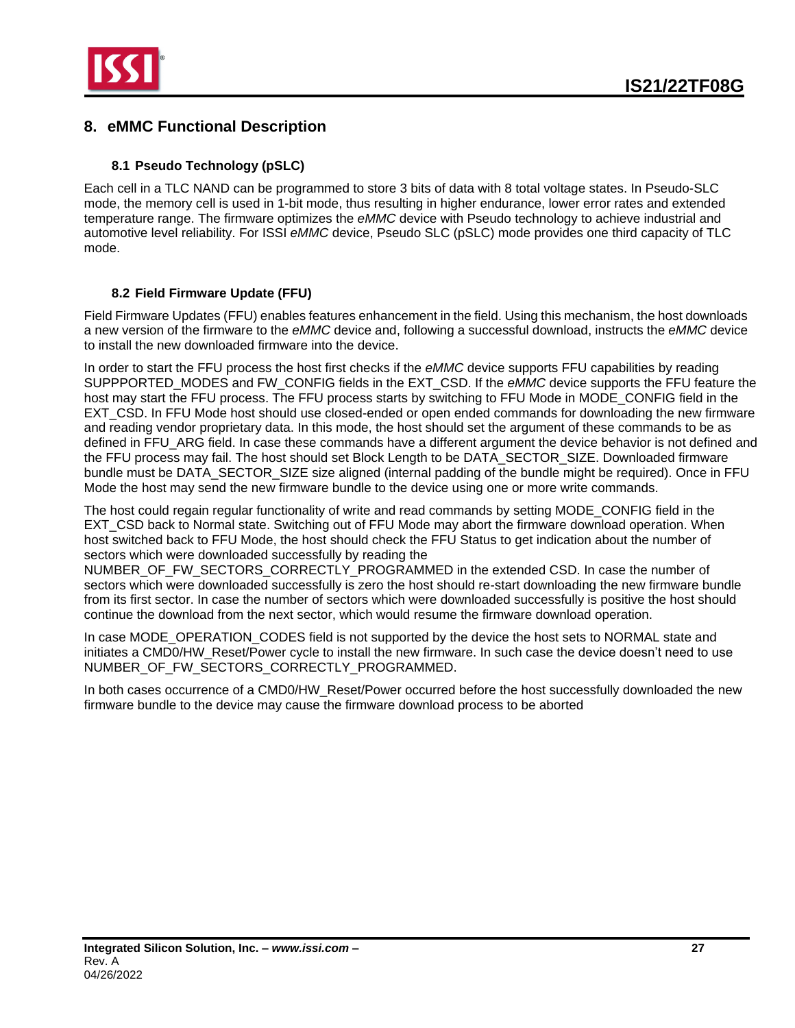## 8. eMMC Functional Description

### 8.1 Pseudo Technology (pSLC)

Each cell in a TLC NAND can be programmed to store 3 bits of data with 8 total voltage states. In Pseudo-SLC mode, the memory cell is used in 1-bit mode, thus resulting in higher endurance, lower error rates and extended temperature range. The firmware optimizes the *eMMC* device with Pseudo technology to achieve industrial and automotive level reliability. For ISSI *eMMC* device, Pseudo SLC (pSLC) mode provides one third capacity of TLC mode.

### 8.2 Field Firmware Update (FFU)

Field Firmware Updates (FFU) enables features enhancement in the field. Using this mechanism, the host downloads a new version of the firmware to the *eMMC* device and, following a successful download, instructs the *eMMC* device to install the new downloaded firmware into the device.

In order to start the FFU process the host first checks if the *eMMC* device supports FFU capabilities by reading SUPPPORTED_MODES and FW_CONFIG fields in the EXT_CSD. If the *eMMC* device supports the FFU feature the host may start the FFU process. The FFU process starts by switching to FFU Mode in MODE_CONFIG field in the EXT_CSD. In FFU Mode host should use closed-ended or open ended commands for downloading the new firmware and reading vendor proprietary data. In this mode, the host should set the argument of these commands to be as defined in FFU_ARG field. In case these commands have a different argument the device behavior is not defined and the FFU process may fail. The host should set Block Length to be DATA_SECTOR_SIZE. Downloaded firmware bundle must be DATA_SECTOR_SIZE size aligned (internal padding of the bundle might be required). Once in FFU Mode the host may send the new firmware bundle to the device using one or more write commands.

The host could regain regular functionality of write and read commands by setting MODE_CONFIG field in the EXT_CSD back to Normal state. Switching out of FFU Mode may abort the firmware download operation. When host switched back to FFU Mode, the host should check the FFU Status to get indication about the number of sectors which were downloaded successfully by reading the NUMBER_OF_FW_SECTORS_CORRECTLY_PROGRAMMED in the extended CSD. In case the number of sectors which were downloaded successfully is zero the host should re-start downloading the new firmware bundle from its first sector. In case the number of sectors which were downloaded successfully is positive the host should continue the download from the next sector, which would resume the firmware download operation.

In case MODE_OPERATION_CODES field is not supported by the device the host sets to NORMAL state and initiates a CMD0/HW_Reset/Power cycle to install the new firmware. In such case the device doesn't need to use NUMBER_OF_FW_SECTORS_CORRECTLY_PROGRAMMED.

In both cases occurrence of a CMD0/HW_Reset/Power occurred before the host successfully downloaded the new firmware bundle to the device may cause the firmware download process to be aborted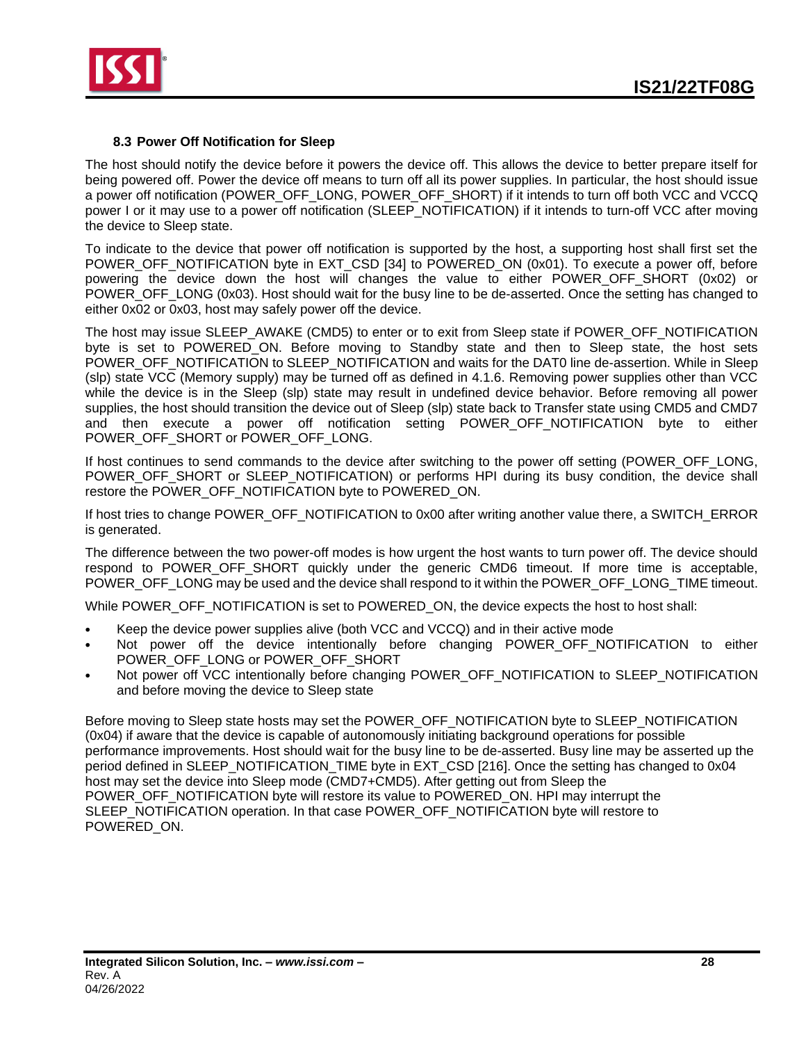### 8.3 Power Off Notification for Sleep

The host should notify the device before it powers the device off. This allows the device to better prepare itself for being powered off. Power the device off means to turn off all its power supplies. In particular, the host should issue a power off notification (POWER_OFF_LONG, POWER_OFF_SHORT) if it intends to turn off both VCC and VCCQ power I or it may use to a power off notification (SLEEP_NOTIFICATION) if it intends to turn-off VCC after moving the device to Sleep state.

To indicate to the device that power off notification is supported by the host, a supporting host shall first set the POWER_OFF_NOTIFICATION byte in EXT_CSD [34] to POWERED_ON (0x01). To execute a power off, before powering the device down the host will changes the value to either POWER_OFF_SHORT (0x02) or POWER_OFF_LONG (0x03). Host should wait for the busy line to be de-asserted. Once the setting has changed to either 0x02 or 0x03, host may safely power off the device.

The host may issue SLEEP_AWAKE (CMD5) to enter or to exit from Sleep state if POWER_OFF_NOTIFICATION byte is set to POWERED_ON. Before moving to Standby state and then to Sleep state, the host sets POWER_OFF_NOTIFICATION to SLEEP_NOTIFICATION and waits for the DAT0 line de-assertion. While in Sleep (slp) state VCC (Memory supply) may be turned off as defined in 4.1.6. Removing power supplies other than VCC while the device is in the Sleep (slp) state may result in undefined device behavior. Before removing all power supplies, the host should transition the device out of Sleep (slp) state back to Transfer state using CMD5 and CMD7 and then execute a power off notification setting POWER_OFF_NOTIFICATION byte to either POWER_OFF_SHORT or POWER_OFF_LONG.

If host continues to send commands to the device after switching to the power off setting (POWER_OFF_LONG, POWER_OFF_SHORT or SLEEP_NOTIFICATION) or performs HPI during its busy condition, the device shall restore the POWER_OFF_NOTIFICATION byte to POWERED_ON.

If host tries to change POWER_OFF_NOTIFICATION to 0x00 after writing another value there, a SWITCH_ERROR is generated.

The difference between the two power-off modes is how urgent the host wants to turn power off. The device should respond to POWER_OFF_SHORT quickly under the generic CMD6 timeout. If more time is acceptable, POWER_OFF_LONG may be used and the device shall respond to it within the POWER_OFF_LONG_TIME timeout.

While POWER_OFF_NOTIFICATION is set to POWERED_ON, the device expects the host to host shall:

- Keep the device power supplies alive (both VCC and VCCQ) and in their active mode
- Not power off the device intentionally before changing POWER_OFF_NOTIFICATION to either POWER_OFF_LONG or POWER_OFF_SHORT
- Not power off VCC intentionally before changing POWER_OFF_NOTIFICATION to SLEEP_NOTIFICATION and before moving the device to Sleep state

Before moving to Sleep state hosts may set the POWER_OFF_NOTIFICATION byte to SLEEP_NOTIFICATION (0x04) if aware that the device is capable of autonomously initiating background operations for possible performance improvements. Host should wait for the busy line to be de-asserted. Busy line may be asserted up the period defined in SLEEP_NOTIFICATION_TIME byte in EXT_CSD [216]. Once the setting has changed to 0x04 host may set the device into Sleep mode (CMD7+CMD5). After getting out from Sleep the POWER_OFF_NOTIFICATION byte will restore its value to POWERED_ON. HPI may interrupt the SLEEP_NOTIFICATION operation. In that case POWER_OFF_NOTIFICATION byte will restore to POWERED_ON.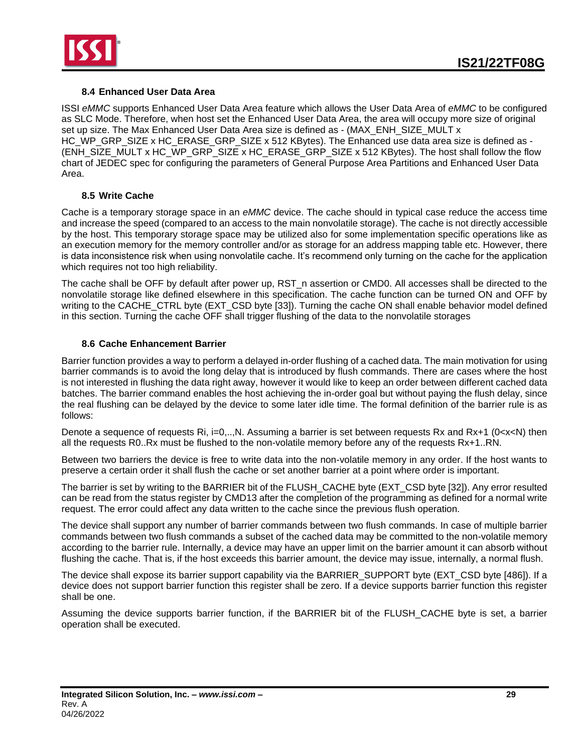### 8.4 Enhanced User Data Area

ISSI *eMMC* supports Enhanced User Data Area feature which allows the User Data Area of *eMMC* to be configured as SLC Mode. Therefore, when host set the Enhanced User Data Area, the area will occupy more size of original set up size. The Max Enhanced User Data Area size is defined as - (MAX_ENH_SIZE_MULT x HC_WP_GRP_SIZE x HC_ERASE_GRP_SIZE x 512 KBytes). The Enhanced use data area size is defined as - (ENH_SIZE_MULT x HC_WP_GRP_SIZE x HC_ERASE_GRP_SIZE x 512 KBytes). The host shall follow the flow chart of JEDEC spec for configuring the parameters of General Purpose Area Partitions and Enhanced User Data Area.

### 8.5 Write Cache

Cache is a temporary storage space in an *eMMC* device. The cache should in typical case reduce the access time and increase the speed (compared to an access to the main nonvolatile storage). The cache is not directly accessible by the host. This temporary storage space may be utilized also for some implementation specific operations like as an execution memory for the memory controller and/or as storage for an address mapping table etc. However, there is data inconsistence risk when using nonvolatile cache. It's recommend only turning on the cache for the application which requires not too high reliability.

The cache shall be OFF by default after power up, RST_n assertion or CMD0. All accesses shall be directed to the nonvolatile storage like defined elsewhere in this specification. The cache function can be turned ON and OFF by writing to the CACHE_CTRL byte (EXT_CSD byte [33]). Turning the cache ON shall enable behavior model defined in this section. Turning the cache OFF shall trigger flushing of the data to the nonvolatile storages

### 8.6 Cache Enhancement Barrier

Barrier function provides a way to perform a delayed in-order flushing of a cached data. The main motivation for using barrier commands is to avoid the long delay that is introduced by flush commands. There are cases where the host is not interested in flushing the data right away, however it would like to keep an order between different cached data batches. The barrier command enables the host achieving the in-order goal but without paying the flush delay, since the real flushing can be delayed by the device to some later idle time. The formal definition of the barrier rule is as follows:

Denote a sequence of requests Ri, i=0,..,N. Assuming a barrier is set between requests Rx and Rx+1 (0<x<N) then all the requests R0..Rx must be flushed to the non-volatile memory before any of the requests Rx+1..RN.

Between two barriers the device is free to write data into the non-volatile memory in any order. If the host wants to preserve a certain order it shall flush the cache or set another barrier at a point where order is important.

The barrier is set by writing to the BARRIER bit of the FLUSH_CACHE byte (EXT_CSD byte [32]). Any error resulted can be read from the status register by CMD13 after the completion of the programming as defined for a normal write request. The error could affect any data written to the cache since the previous flush operation.

The device shall support any number of barrier commands between two flush commands. In case of multiple barrier commands between two flush commands a subset of the cached data may be committed to the non-volatile memory according to the barrier rule. Internally, a device may have an upper limit on the barrier amount it can absorb without flushing the cache. That is, if the host exceeds this barrier amount, the device may issue, internally, a normal flush.

The device shall expose its barrier support capability via the BARRIER_SUPPORT byte (EXT_CSD byte [486]). If a device does not support barrier function this register shall be zero. If a device supports barrier function this register shall be one.

Assuming the device supports barrier function, if the BARRIER bit of the FLUSH_CACHE byte is set, a barrier operation shall be executed.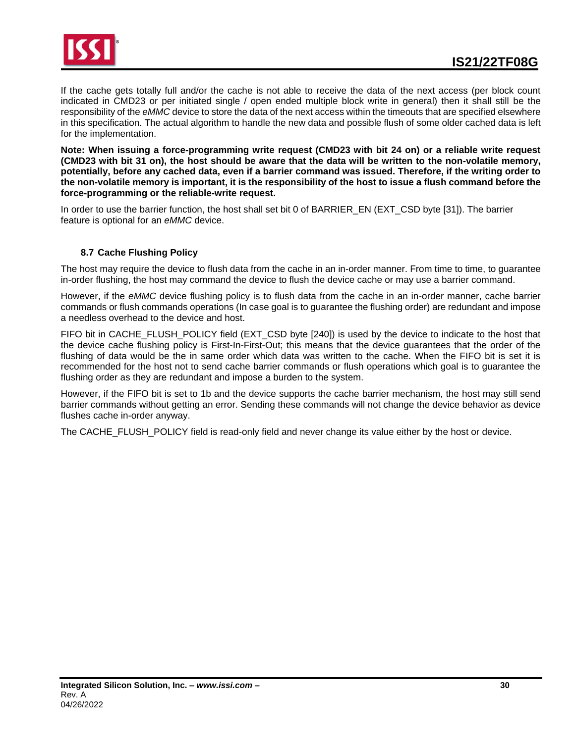If the cache gets totally full and/or the cache is not able to receive the data of the next access (per block count indicated in CMD23 or per initiated single / open ended multiple block write in general) then it shall still be the responsibility of the *eMMC* device to store the data of the next access within the timeouts that are specified elsewhere in this specification. The actual algorithm to handle the new data and possible flush of some older cached data is left for the implementation.

**Note: When issuing a force-programming write request (CMD23 with bit 24 on) or a reliable write request (CMD23 with bit 31 on), the host should be aware that the data will be written to the non-volatile memory, potentially, before any cached data, even if a barrier command was issued. Therefore, if the writing order to the non-volatile memory is important, it is the responsibility of the host to issue a flush command before the force-programming or the reliable-write request.**

In order to use the barrier function, the host shall set bit 0 of BARRIER_EN (EXT_CSD byte [31]). The barrier feature is optional for an *eMMC* device.

### 8.7 Cache Flushing Policy

The host may require the device to flush data from the cache in an in-order manner. From time to time, to guarantee in-order flushing, the host may command the device to flush the device cache or may use a barrier command.

However, if the *eMMC* device flushing policy is to flush data from the cache in an in-order manner, cache barrier commands or flush commands operations (In case goal is to guarantee the flushing order) are redundant and impose a needless overhead to the device and host.

FIFO bit in CACHE_FLUSH_POLICY field (EXT_CSD byte [240]) is used by the device to indicate to the host that the device cache flushing policy is First-In-First-Out; this means that the device guarantees that the order of the flushing of data would be the in same order which data was written to the cache. When the FIFO bit is set it is recommended for the host not to send cache barrier commands or flush operations which goal is to guarantee the flushing order as they are redundant and impose a burden to the system.

However, if the FIFO bit is set to 1b and the device supports the cache barrier mechanism, the host may still send barrier commands without getting an error. Sending these commands will not change the device behavior as device flushes cache in-order anyway.

The CACHE_FLUSH_POLICY field is read-only field and never change its value either by the host or device.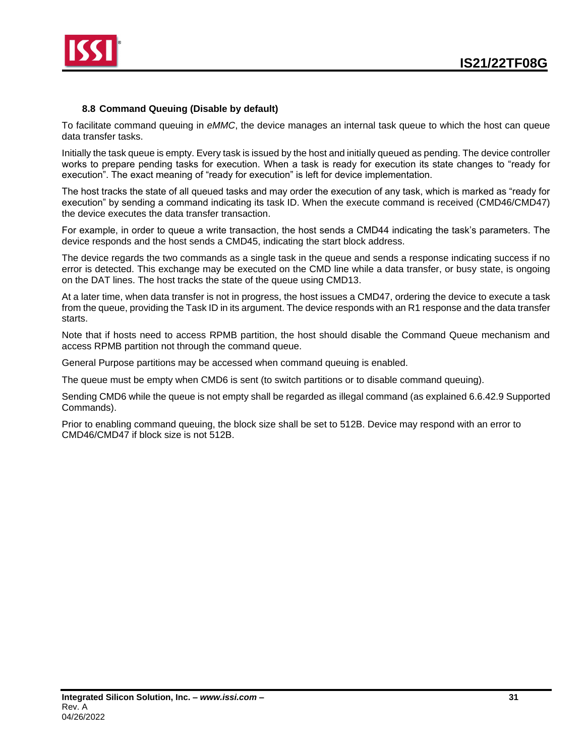### 8.8 Command Queuing (Disable by default)

To facilitate command queuing in *eMMC*, the device manages an internal task queue to which the host can queue data transfer tasks.

Initially the task queue is empty. Every task is issued by the host and initially queued as pending. The device controller works to prepare pending tasks for execution. When a task is ready for execution its state changes to "ready for execution". The exact meaning of "ready for execution" is left for device implementation.

The host tracks the state of all queued tasks and may order the execution of any task, which is marked as "ready for execution" by sending a command indicating its task ID. When the execute command is received (CMD46/CMD47) the device executes the data transfer transaction.

For example, in order to queue a write transaction, the host sends a CMD44 indicating the task's parameters. The device responds and the host sends a CMD45, indicating the start block address.

The device regards the two commands as a single task in the queue and sends a response indicating success if no error is detected. This exchange may be executed on the CMD line while a data transfer, or busy state, is ongoing on the DAT lines. The host tracks the state of the queue using CMD13.

At a later time, when data transfer is not in progress, the host issues a CMD47, ordering the device to execute a task from the queue, providing the Task ID in its argument. The device responds with an R1 response and the data transfer starts.

Note that if hosts need to access RPMB partition, the host should disable the Command Queue mechanism and access RPMB partition not through the command queue.

General Purpose partitions may be accessed when command queuing is enabled.

The queue must be empty when CMD6 is sent (to switch partitions or to disable command queuing).

Sending CMD6 while the queue is not empty shall be regarded as illegal command (as explained 6.6.42.9 Supported Commands).

Prior to enabling command queuing, the block size shall be set to 512B. Device may respond with an error to CMD46/CMD47 if block size is not 512B.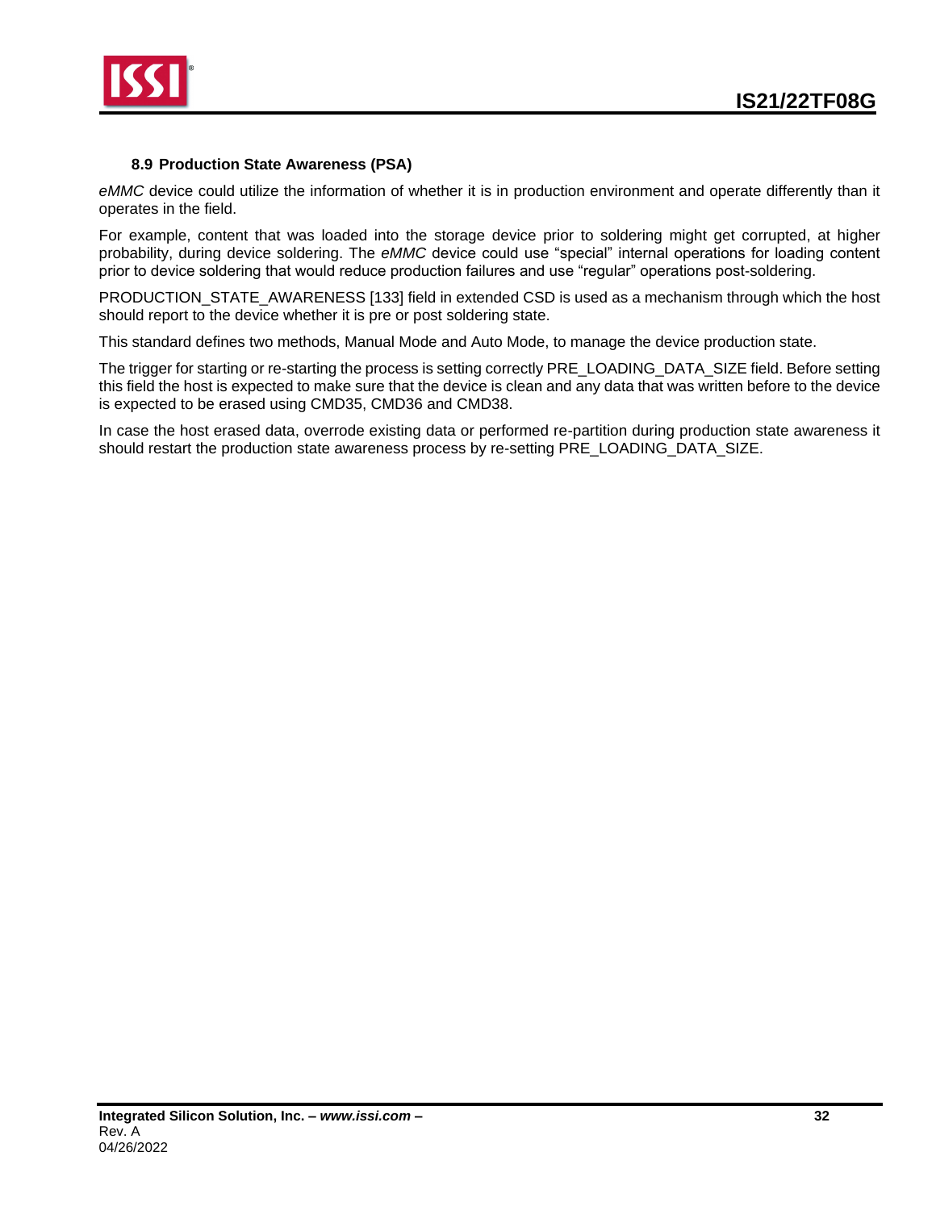### 8.9 Production State Awareness (PSA)

*eMMC* device could utilize the information of whether it is in production environment and operate differently than it operates in the field.

For example, content that was loaded into the storage device prior to soldering might get corrupted, at higher probability, during device soldering. The *eMMC* device could use "special" internal operations for loading content prior to device soldering that would reduce production failures and use "regular" operations post-soldering.

PRODUCTION_STATE_AWARENESS [133] field in extended CSD is used as a mechanism through which the host should report to the device whether it is pre or post soldering state.

This standard defines two methods, Manual Mode and Auto Mode, to manage the device production state.

The trigger for starting or re-starting the process is setting correctly PRE_LOADING_DATA_SIZE field. Before setting this field the host is expected to make sure that the device is clean and any data that was written before to the device is expected to be erased using CMD35, CMD36 and CMD38.

In case the host erased data, overrode existing data or performed re-partition during production state awareness it should restart the production state awareness process by re-setting PRE_LOADING_DATA_SIZE.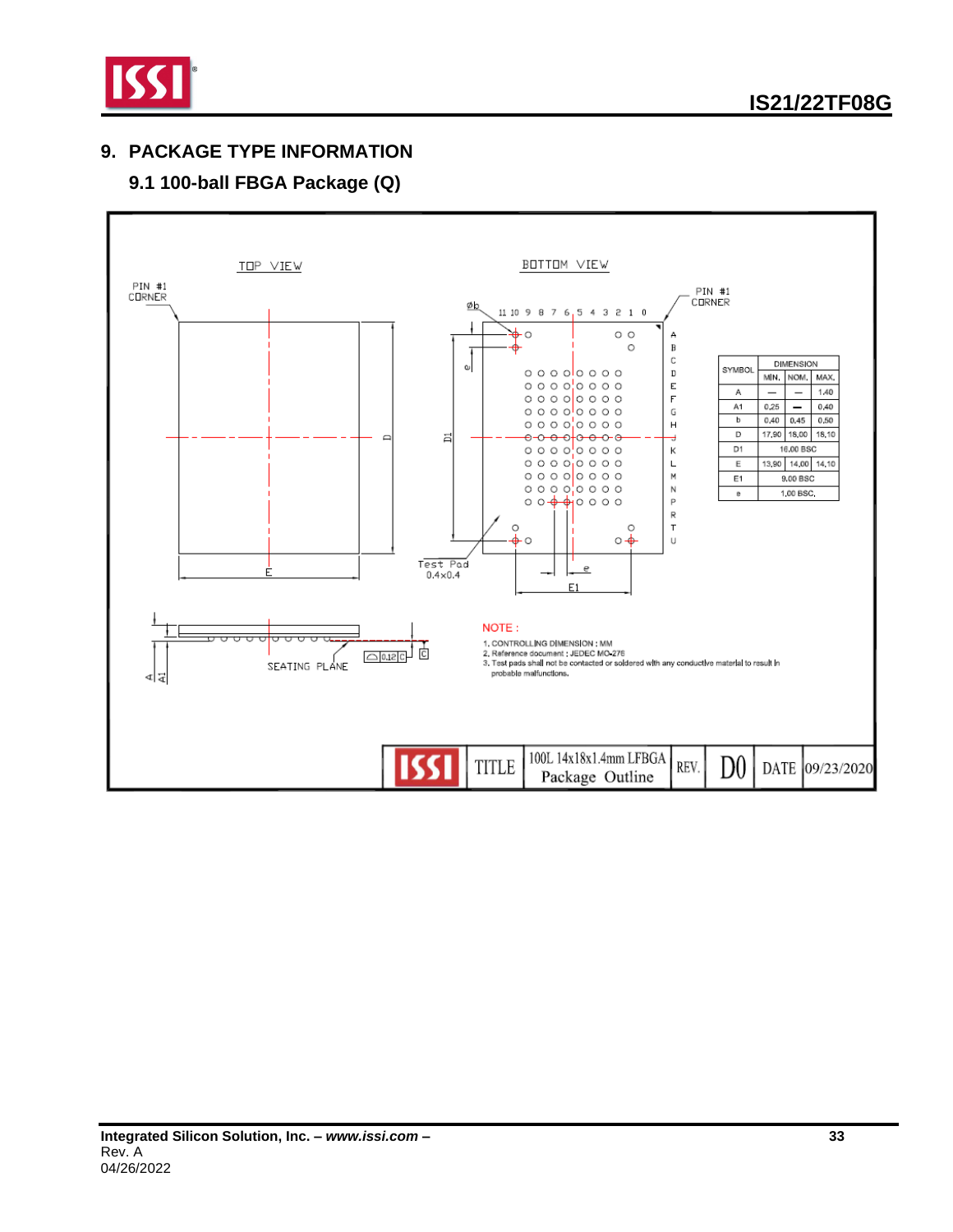# 9. PACKAGE TYPE INFORMATION

## 9.1 100-ball FBGA Package (Q)

TOP VIEW

PIN #1 CORNER

BOTTOM VIEW

PIN #1 CORNER

Øb

11 10 9 8 7 6 5 4 3 2 1 0

A B C D E F G H J K L M N P R T U

Test Pad 0.4x0.4

| SYMBOL | DIMENSION | | |
|---|---|---|---|
| | MIN. | NOM. | MAX. |
| A | — | — | 1.40 |
| A1 | 0.25 | — | 0.40 |
| b | 0.40 | 0.45 | 0.50 |
| D | 17.90 | 18.00 | 18.10 |
| D1 | 16.00 BSC | | |
| E | 13.90 | 14.00 | 14.10 |
| E1 | 9.00 BSC | | |
| e | 1.00 BSC. | | |

SEATING PLANE

0.12 C

NOTE :

1. CONTROLLING DIMENSION : MM
2. Reference document : JEDEC MO-276
3. Test pads shall not be contacted or soldered with any conductive material to result in probable malfunctions.

| ISSI | TITLE | 100L 14x18x1.4mm LFBGA Package Outline | REV. | D0 | DATE | 09/23/2020 |
|---|---|---|---|---|---|---|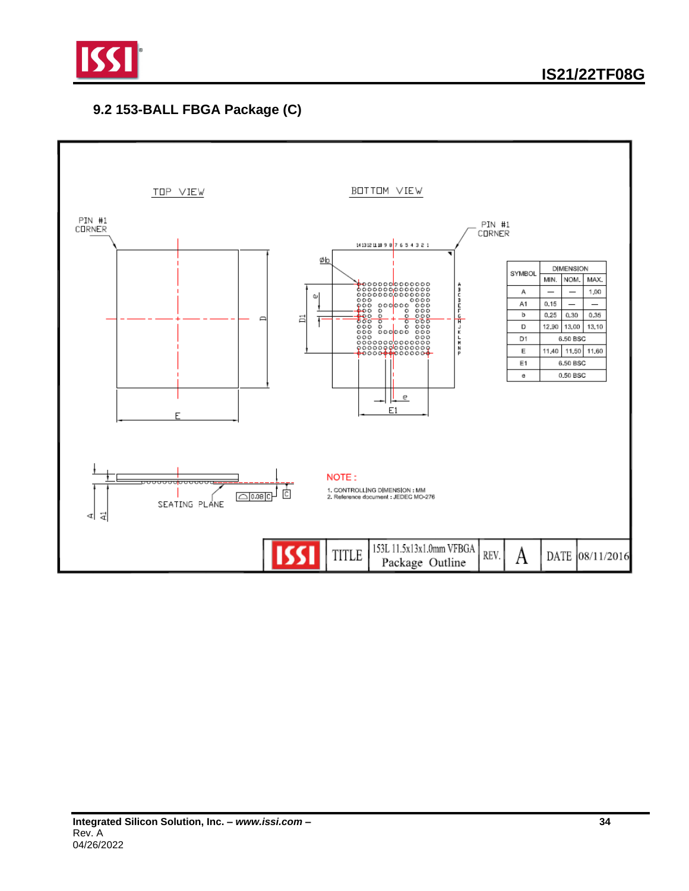## 9.2 153-BALL FBGA Package (C)

TOP VIEW

BOTTOM VIEW

PIN #1 CORNER

PIN #1 CORNER

| SYMBOL | DIMENSION | | |
|---|---|---|---|
| | MIN. | NOM. | MAX. |
| A | — | — | 1.00 |
| A1 | 0.15 | — | — |
| b | 0.25 | 0.30 | 0.35 |
| D | 12.90 | 13.00 | 13.10 |
| D1 | 6.50 BSC | | |
| E | 11.40 | 11.50 | 11.60 |
| E1 | 6.50 BSC | | |
| e | 0.50 BSC | | |

SEATING PLANE

NOTE :

1. CONTROLLING DIMENSION : MM
2. Reference document : JEDEC MO-276

| TITLE | 153L 11.5x13x1.0mm VFBGA Package Outline | REV. | A | DATE | 08/11/2016 |
|---|---|---|---|---|---|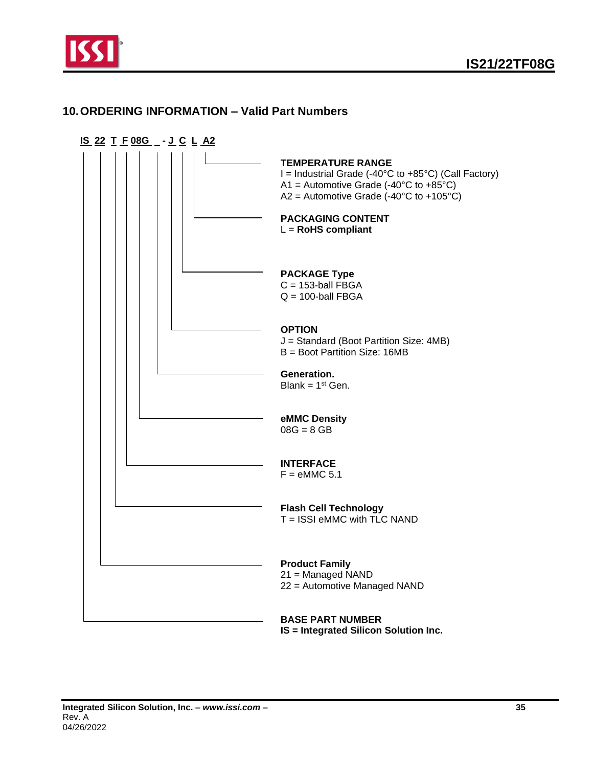## 10. ORDERING INFORMATION – Valid Part Numbers

**IS 22 T F 08G _ - J C L A2**

**TEMPERATURE RANGE**
I = Industrial Grade (-40°C to +85°C) (Call Factory)
A1 = Automotive Grade (-40°C to +85°C)
A2 = Automotive Grade (-40°C to +105°C)

**PACKAGING CONTENT**
L = **RoHS compliant**

**PACKAGE Type**
C = 153-ball FBGA
Q = 100-ball FBGA

**OPTION**
J = Standard (Boot Partition Size: 4MB)
B = Boot Partition Size: 16MB

**Generation.**
Blank = 1st Gen.

**eMMC Density**
08G = 8 GB

**INTERFACE**
F = eMMC 5.1

**Flash Cell Technology**
T = ISSI eMMC with TLC NAND

**Product Family**
21 = Managed NAND
22 = Automotive Managed NAND

**BASE PART NUMBER**
**IS = Integrated Silicon Solution Inc.**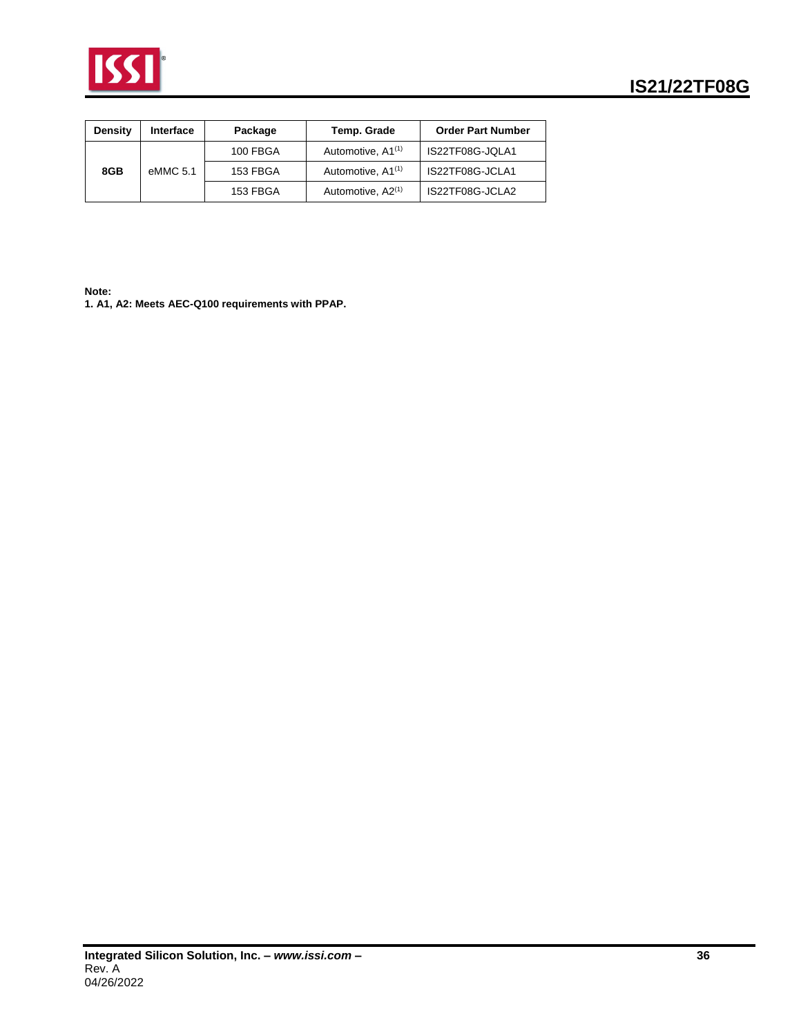| Density | Interface | Package | Temp. Grade | Order Part Number |
| --- | --- | --- | --- | --- |
| 8GB | eMMC 5.1 | 100 FBGA | Automotive, A1(1) | IS22TF08G-JQLA1 |
| | | 153 FBGA | Automotive, A1(1) | IS22TF08G-JCLA1 |
| | | 153 FBGA | Automotive, A2(1) | IS22TF08G-JCLA2 |

**Note:**
**1. A1, A2: Meets AEC-Q100 requirements with PPAP.**